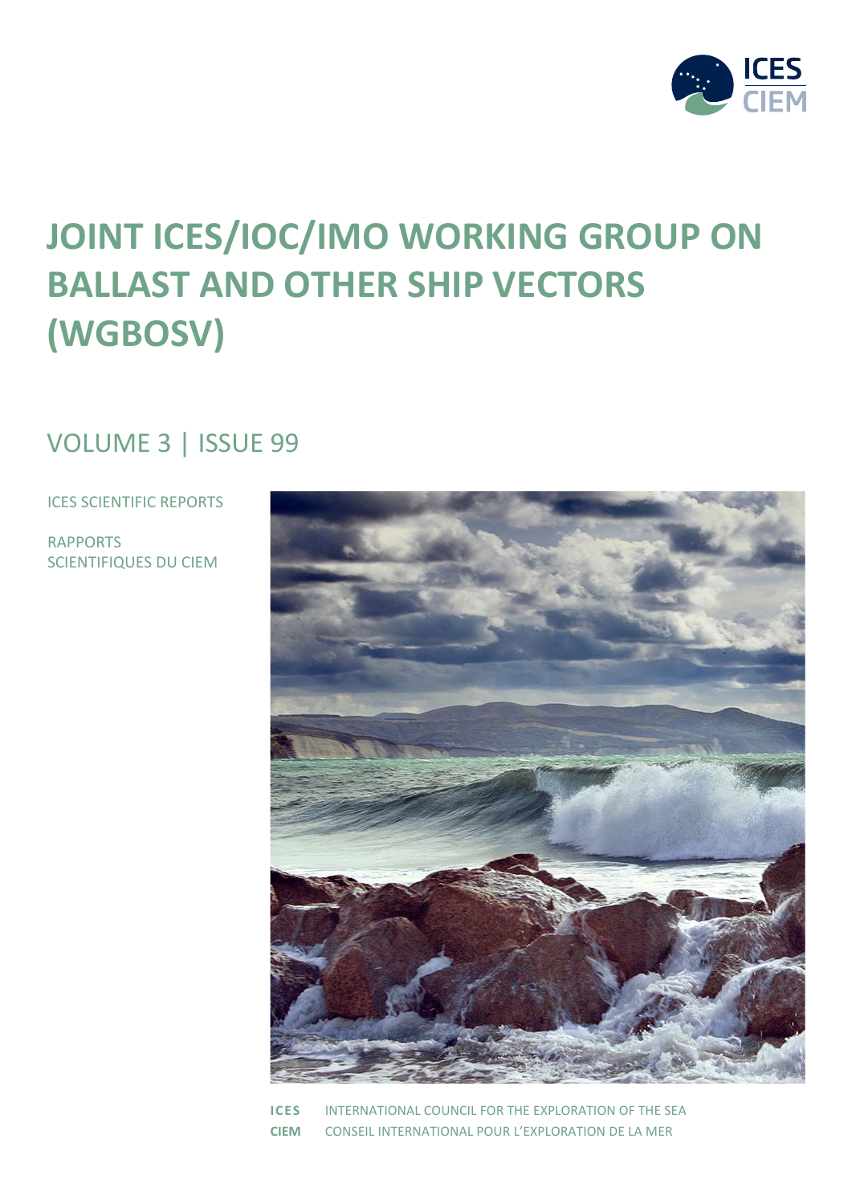ICES
CIEM

# JOINT ICES/IOC/IMO WORKING GROUP ON BALLAST AND OTHER SHIP VECTORS (WGBOSV)

## VOLUME 3 | ISSUE 99

ICES SCIENTIFIC REPORTS

RAPPORTS SCIENTIFIQUES DU CIEM

**ICES** INTERNATIONAL COUNCIL FOR THE EXPLORATION OF THE SEA

**CIEM** CONSEIL INTERNATIONAL POUR L'EXPLORATION DE LA MER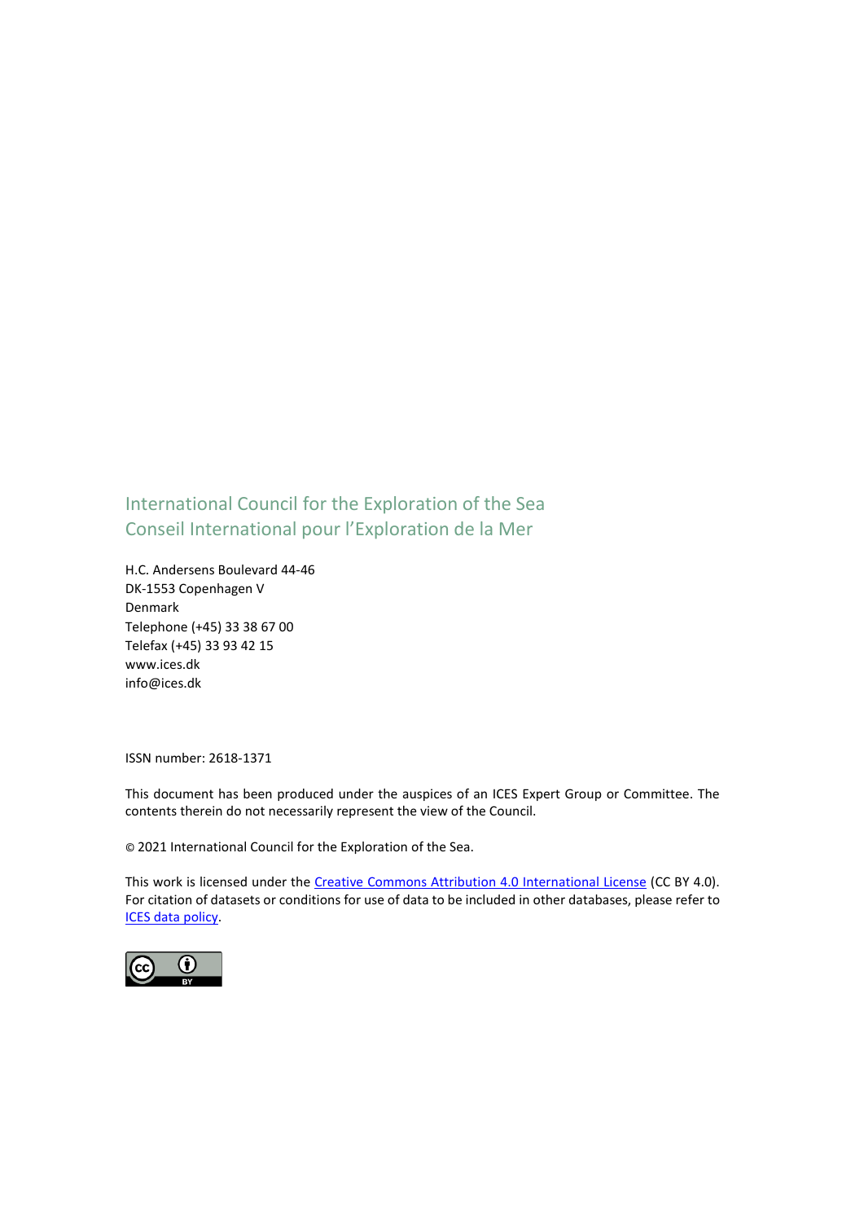International Council for the Exploration of the Sea
Conseil International pour l'Exploration de la Mer

H.C. Andersens Boulevard 44-46
DK-1553 Copenhagen V
Denmark
Telephone (+45) 33 38 67 00
Telefax (+45) 33 93 42 15
www.ices.dk
info@ices.dk

ISSN number: 2618-1371

This document has been produced under the auspices of an ICES Expert Group or Committee. The contents therein do not necessarily represent the view of the Council.

© 2021 International Council for the Exploration of the Sea.

This work is licensed under the Creative Commons Attribution 4.0 International License (CC BY 4.0). For citation of datasets or conditions for use of data to be included in other databases, please refer to ICES data policy.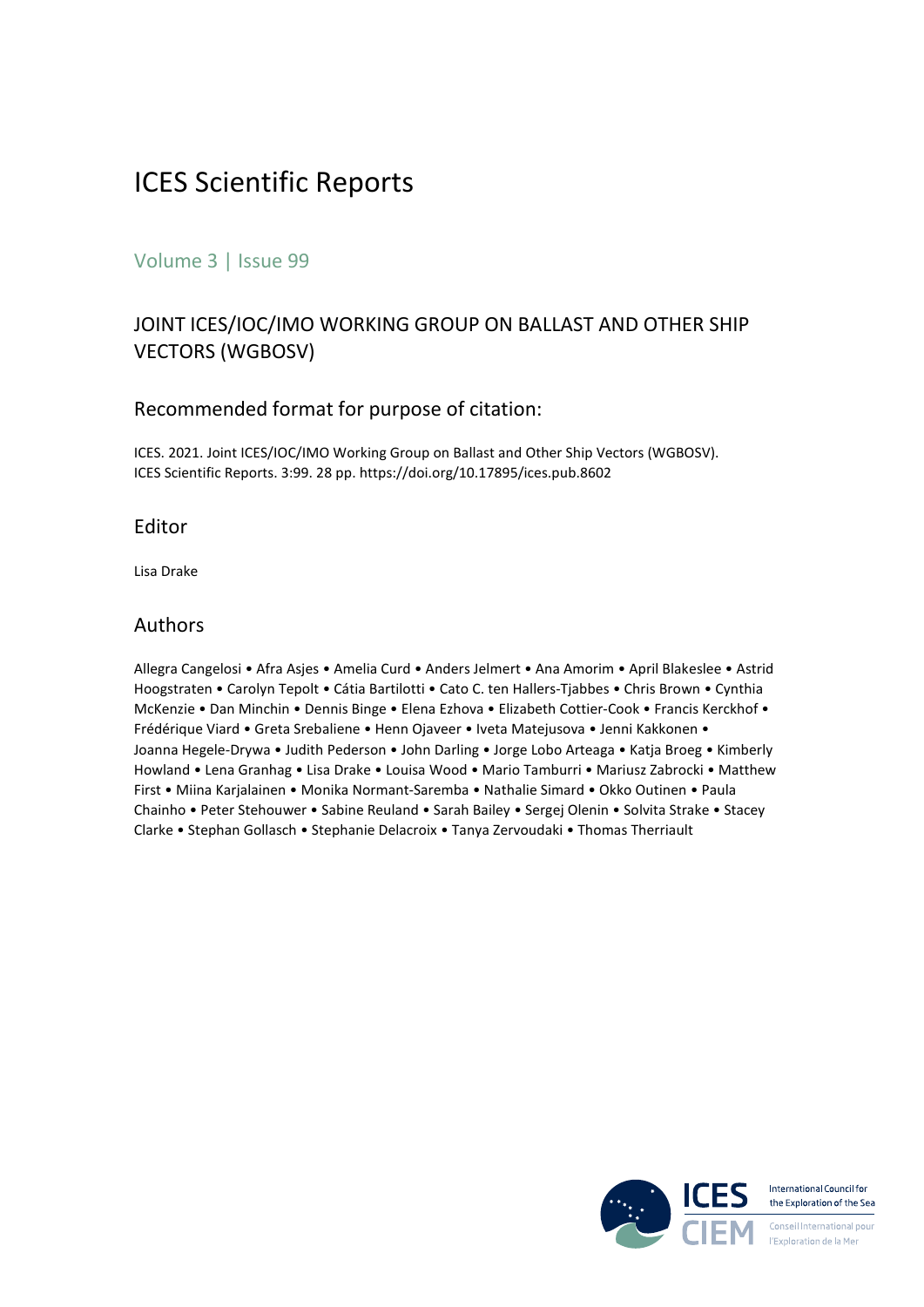# ICES Scientific Reports

## Volume 3 | Issue 99

## JOINT ICES/IOC/IMO WORKING GROUP ON BALLAST AND OTHER SHIP VECTORS (WGBOSV)

### Recommended format for purpose of citation:

ICES. 2021. Joint ICES/IOC/IMO Working Group on Ballast and Other Ship Vectors (WGBOSV). ICES Scientific Reports. 3:99. 28 pp. https://doi.org/10.17895/ices.pub.8602

### Editor

Lisa Drake

### Authors

Allegra Cangelosi • Afra Asjes • Amelia Curd • Anders Jelmert • Ana Amorim • April Blakeslee • Astrid Hoogstraten • Carolyn Tepolt • Cátia Bartilotti • Cato C. ten Hallers-Tjabbes • Chris Brown • Cynthia McKenzie • Dan Minchin • Dennis Binge • Elena Ezhova • Elizabeth Cottier-Cook • Francis Kerckhof • Frédérique Viard • Greta Srebaliene • Henn Ojaveer • Iveta Matejusova • Jenni Kakkonen • Joanna Hegele-Drywa • Judith Pederson • John Darling • Jorge Lobo Arteaga • Katja Broeg • Kimberly Howland • Lena Granhag • Lisa Drake • Louisa Wood • Mario Tamburri • Mariusz Zabrocki • Matthew First • Miina Karjalainen • Monika Normant-Saremba • Nathalie Simard • Okko Outinen • Paula Chainho • Peter Stehouwer • Sabine Reuland • Sarah Bailey • Sergej Olenin • Solvita Strake • Stacey Clarke • Stephan Gollasch • Stephanie Delacroix • Tanya Zervoudaki • Thomas Therriault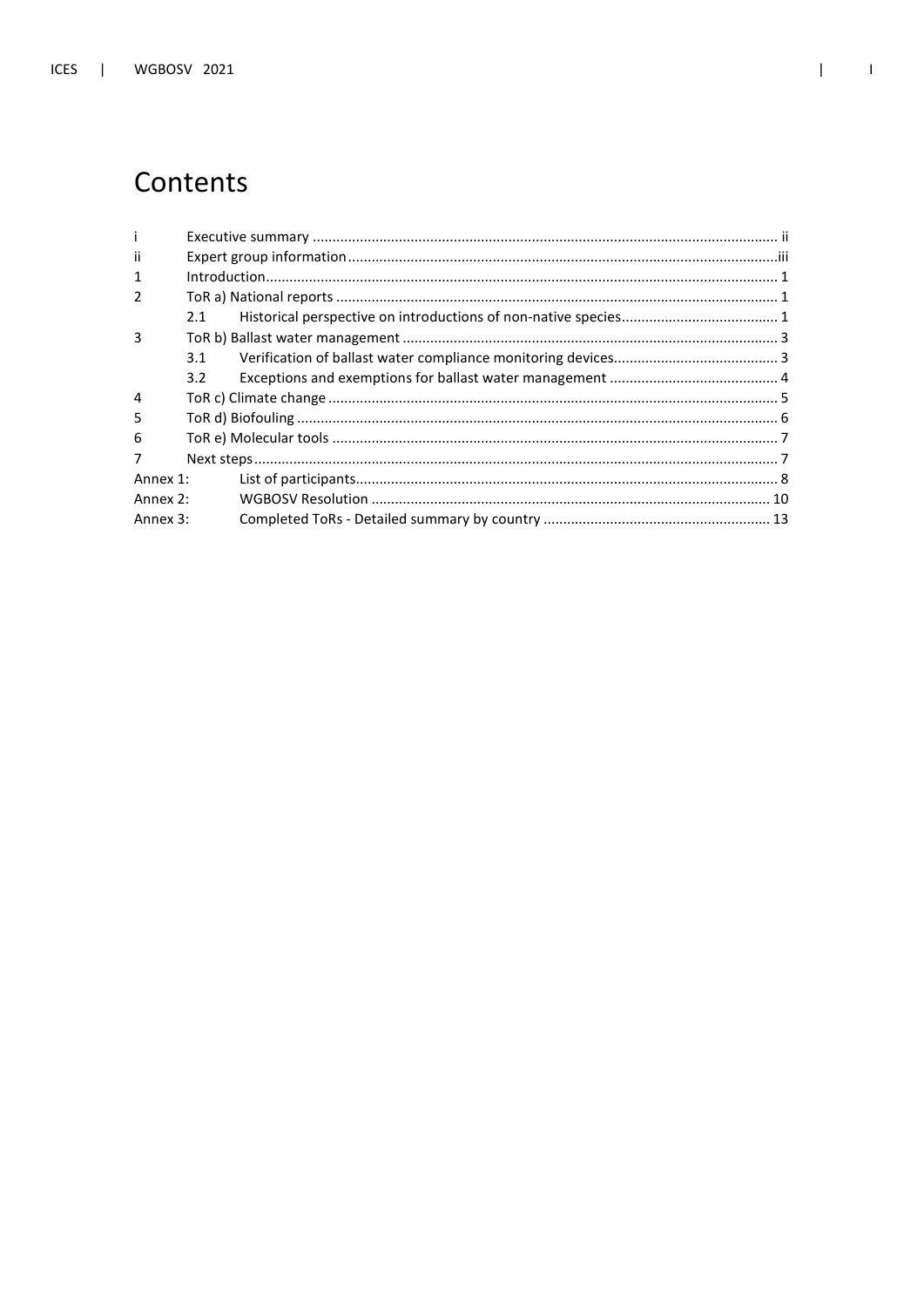# Contents

| | | |
|---|---|---|
| i | Executive summary | ii |
| ii | Expert group information | iii |
| 1 | Introduction | 1 |
| 2 | ToR a) National reports | 1 |
| | 2.1 Historical perspective on introductions of non-native species | 1 |
| 3 | ToR b) Ballast water management | 3 |
| | 3.1 Verification of ballast water compliance monitoring devices | 3 |
| | 3.2 Exceptions and exemptions for ballast water management | 4 |
| 4 | ToR c) Climate change | 5 |
| 5 | ToR d) Biofouling | 6 |
| 6 | ToR e) Molecular tools | 7 |
| 7 | Next steps | 7 |
| Annex 1: | List of participants | 8 |
| Annex 2: | WGBOSV Resolution | 10 |
| Annex 3: | Completed ToRs - Detailed summary by country | 13 |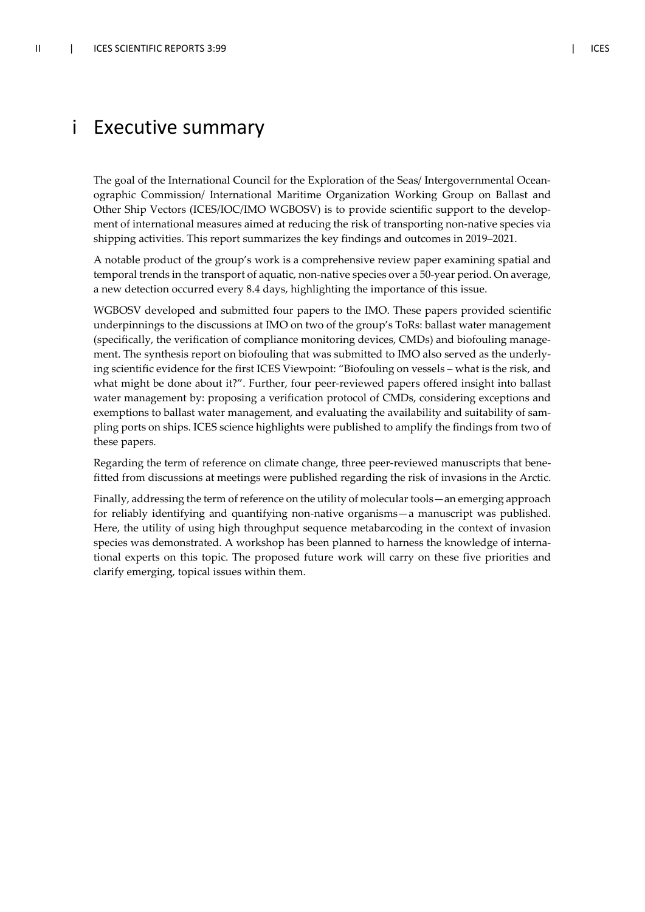# i Executive summary

The goal of the International Council for the Exploration of the Seas/ Intergovernmental Oceanographic Commission/ International Maritime Organization Working Group on Ballast and Other Ship Vectors (ICES/IOC/IMO WGBOSV) is to provide scientific support to the development of international measures aimed at reducing the risk of transporting non-native species via shipping activities. This report summarizes the key findings and outcomes in 2019–2021.

A notable product of the group's work is a comprehensive review paper examining spatial and temporal trends in the transport of aquatic, non-native species over a 50-year period. On average, a new detection occurred every 8.4 days, highlighting the importance of this issue.

WGBOSV developed and submitted four papers to the IMO. These papers provided scientific underpinnings to the discussions at IMO on two of the group's ToRs: ballast water management (specifically, the verification of compliance monitoring devices, CMDs) and biofouling management. The synthesis report on biofouling that was submitted to IMO also served as the underlying scientific evidence for the first ICES Viewpoint: "Biofouling on vessels – what is the risk, and what might be done about it?". Further, four peer-reviewed papers offered insight into ballast water management by: proposing a verification protocol of CMDs, considering exceptions and exemptions to ballast water management, and evaluating the availability and suitability of sampling ports on ships. ICES science highlights were published to amplify the findings from two of these papers.

Regarding the term of reference on climate change, three peer-reviewed manuscripts that benefitted from discussions at meetings were published regarding the risk of invasions in the Arctic.

Finally, addressing the term of reference on the utility of molecular tools—an emerging approach for reliably identifying and quantifying non-native organisms—a manuscript was published. Here, the utility of using high throughput sequence metabarcoding in the context of invasion species was demonstrated. A workshop has been planned to harness the knowledge of international experts on this topic. The proposed future work will carry on these five priorities and clarify emerging, topical issues within them.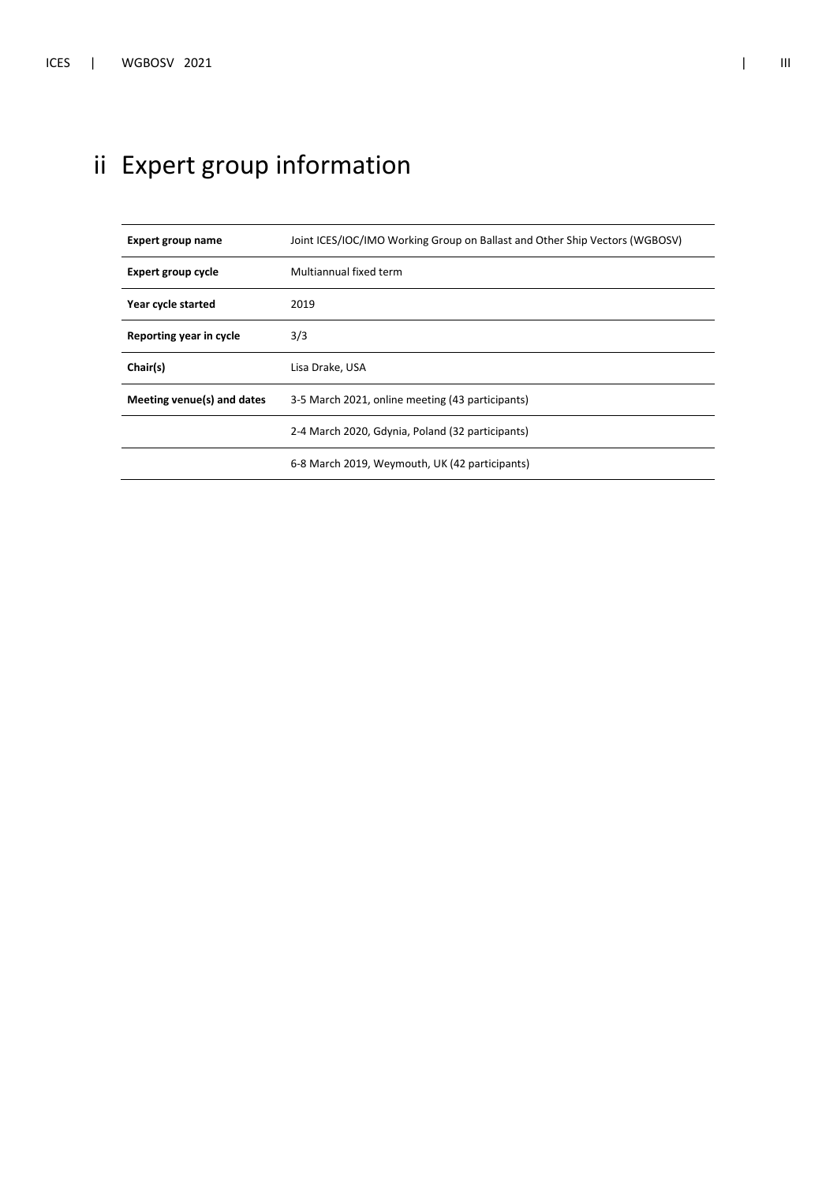# ii Expert group information

| | |
|---|---|
| **Expert group name** | Joint ICES/IOC/IMO Working Group on Ballast and Other Ship Vectors (WGBOSV) |
| **Expert group cycle** | Multiannual fixed term |
| **Year cycle started** | 2019 |
| **Reporting year in cycle** | 3/3 |
| **Chair(s)** | Lisa Drake, USA |
| **Meeting venue(s) and dates** | 3-5 March 2021, online meeting (43 participants) |
| | 2-4 March 2020, Gdynia, Poland (32 participants) |
| | 6-8 March 2019, Weymouth, UK (42 participants) |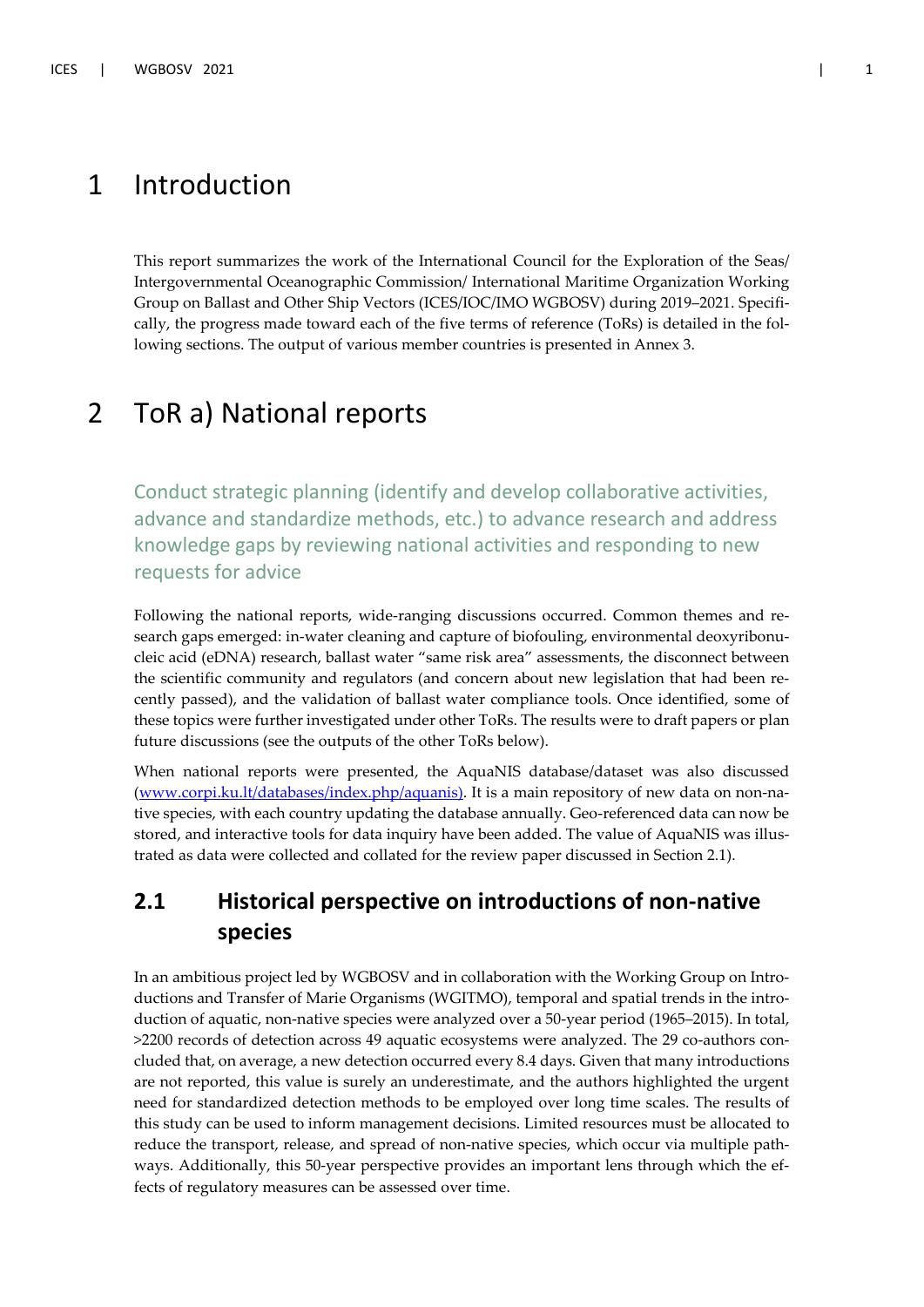# 1 Introduction

This report summarizes the work of the International Council for the Exploration of the Seas/ Intergovernmental Oceanographic Commission/ International Maritime Organization Working Group on Ballast and Other Ship Vectors (ICES/IOC/IMO WGBOSV) during 2019–2021. Specifically, the progress made toward each of the five terms of reference (ToRs) is detailed in the following sections. The output of various member countries is presented in Annex 3.

# 2 ToR a) National reports

Conduct strategic planning (identify and develop collaborative activities, advance and standardize methods, etc.) to advance research and address knowledge gaps by reviewing national activities and responding to new requests for advice

Following the national reports, wide-ranging discussions occurred. Common themes and research gaps emerged: in-water cleaning and capture of biofouling, environmental deoxyribonucleic acid (eDNA) research, ballast water "same risk area" assessments, the disconnect between the scientific community and regulators (and concern about new legislation that had been recently passed), and the validation of ballast water compliance tools. Once identified, some of these topics were further investigated under other ToRs. The results were to draft papers or plan future discussions (see the outputs of the other ToRs below).

When national reports were presented, the AquaNIS database/dataset was also discussed (www.corpi.ku.lt/databases/index.php/aquanis). It is a main repository of new data on non-native species, with each country updating the database annually. Geo-referenced data can now be stored, and interactive tools for data inquiry have been added. The value of AquaNIS was illustrated as data were collected and collated for the review paper discussed in Section 2.1).

## 2.1 Historical perspective on introductions of non-native species

In an ambitious project led by WGBOSV and in collaboration with the Working Group on Introductions and Transfer of Marie Organisms (WGITMO), temporal and spatial trends in the introduction of aquatic, non-native species were analyzed over a 50-year period (1965–2015). In total, >2200 records of detection across 49 aquatic ecosystems were analyzed. The 29 co-authors concluded that, on average, a new detection occurred every 8.4 days. Given that many introductions are not reported, this value is surely an underestimate, and the authors highlighted the urgent need for standardized detection methods to be employed over long time scales. The results of this study can be used to inform management decisions. Limited resources must be allocated to reduce the transport, release, and spread of non-native species, which occur via multiple pathways. Additionally, this 50-year perspective provides an important lens through which the effects of regulatory measures can be assessed over time.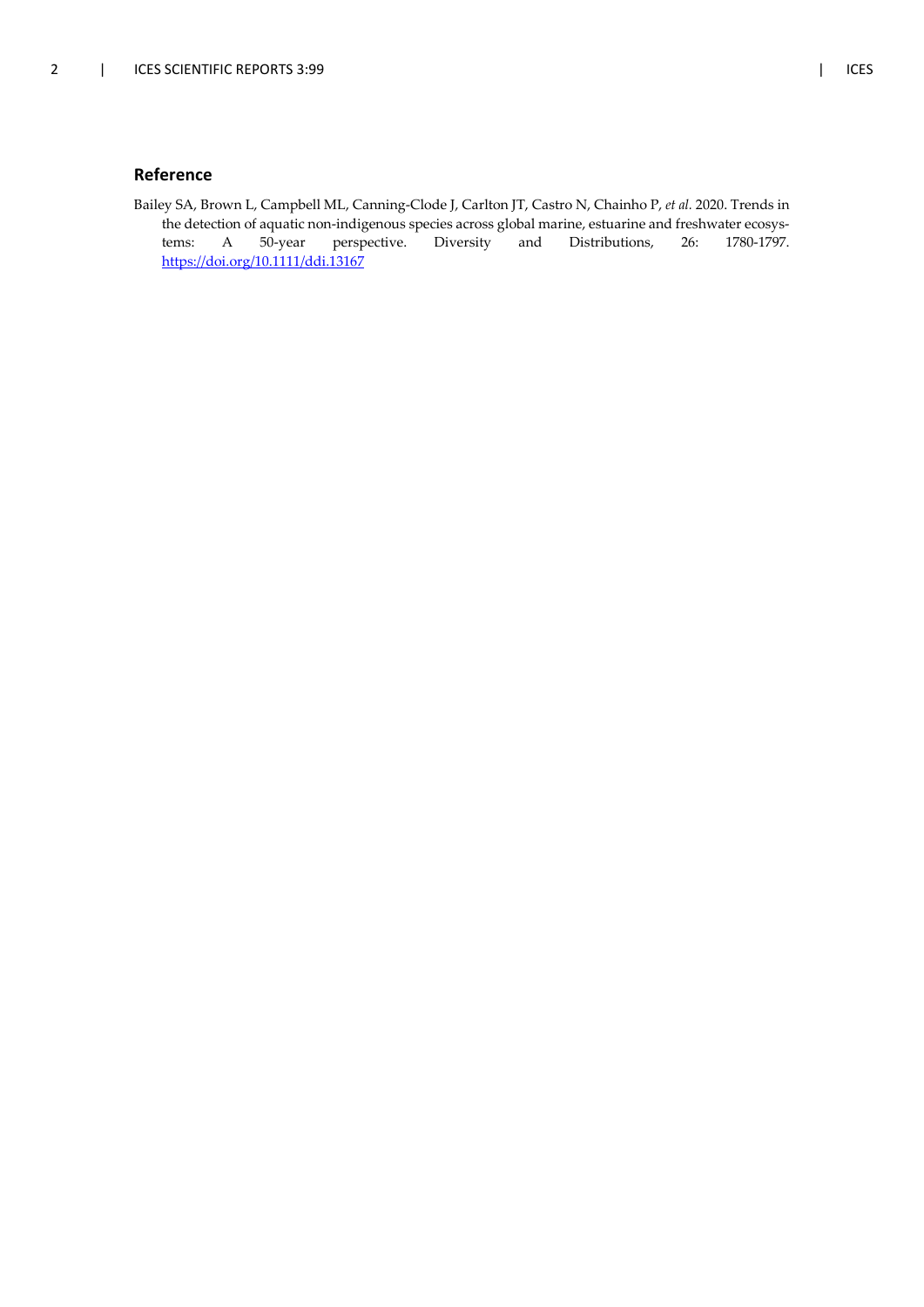## Reference

Bailey SA, Brown L, Campbell ML, Canning-Clode J, Carlton JT, Castro N, Chainho P, *et al.* 2020. Trends in the detection of aquatic non-indigenous species across global marine, estuarine and freshwater ecosystems: A 50-year perspective. Diversity and Distributions, 26: 1780-1797. https://doi.org/10.1111/ddi.13167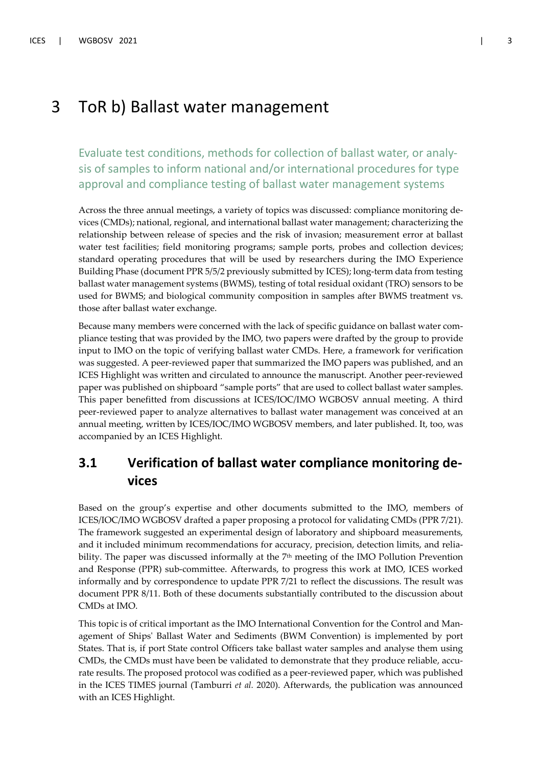# 3 ToR b) Ballast water management

Evaluate test conditions, methods for collection of ballast water, or analysis of samples to inform national and/or international procedures for type approval and compliance testing of ballast water management systems

Across the three annual meetings, a variety of topics was discussed: compliance monitoring devices (CMDs); national, regional, and international ballast water management; characterizing the relationship between release of species and the risk of invasion; measurement error at ballast water test facilities; field monitoring programs; sample ports, probes and collection devices; standard operating procedures that will be used by researchers during the IMO Experience Building Phase (document PPR 5/5/2 previously submitted by ICES); long-term data from testing ballast water management systems (BWMS), testing of total residual oxidant (TRO) sensors to be used for BWMS; and biological community composition in samples after BWMS treatment vs. those after ballast water exchange.

Because many members were concerned with the lack of specific guidance on ballast water compliance testing that was provided by the IMO, two papers were drafted by the group to provide input to IMO on the topic of verifying ballast water CMDs. Here, a framework for verification was suggested. A peer-reviewed paper that summarized the IMO papers was published, and an ICES Highlight was written and circulated to announce the manuscript. Another peer-reviewed paper was published on shipboard "sample ports" that are used to collect ballast water samples. This paper benefitted from discussions at ICES/IOC/IMO WGBOSV annual meeting. A third peer-reviewed paper to analyze alternatives to ballast water management was conceived at an annual meeting, written by ICES/IOC/IMO WGBOSV members, and later published. It, too, was accompanied by an ICES Highlight.

## 3.1 Verification of ballast water compliance monitoring devices

Based on the group's expertise and other documents submitted to the IMO, members of ICES/IOC/IMO WGBOSV drafted a paper proposing a protocol for validating CMDs (PPR 7/21). The framework suggested an experimental design of laboratory and shipboard measurements, and it included minimum recommendations for accuracy, precision, detection limits, and reliability. The paper was discussed informally at the 7th meeting of the IMO Pollution Prevention and Response (PPR) sub-committee. Afterwards, to progress this work at IMO, ICES worked informally and by correspondence to update PPR 7/21 to reflect the discussions. The result was document PPR 8/11. Both of these documents substantially contributed to the discussion about CMDs at IMO.

This topic is of critical important as the IMO International Convention for the Control and Management of Ships' Ballast Water and Sediments (BWM Convention) is implemented by port States. That is, if port State control Officers take ballast water samples and analyse them using CMDs, the CMDs must have been be validated to demonstrate that they produce reliable, accurate results. The proposed protocol was codified as a peer-reviewed paper, which was published in the ICES TIMES journal (Tamburri *et al.* 2020). Afterwards, the publication was announced with an ICES Highlight.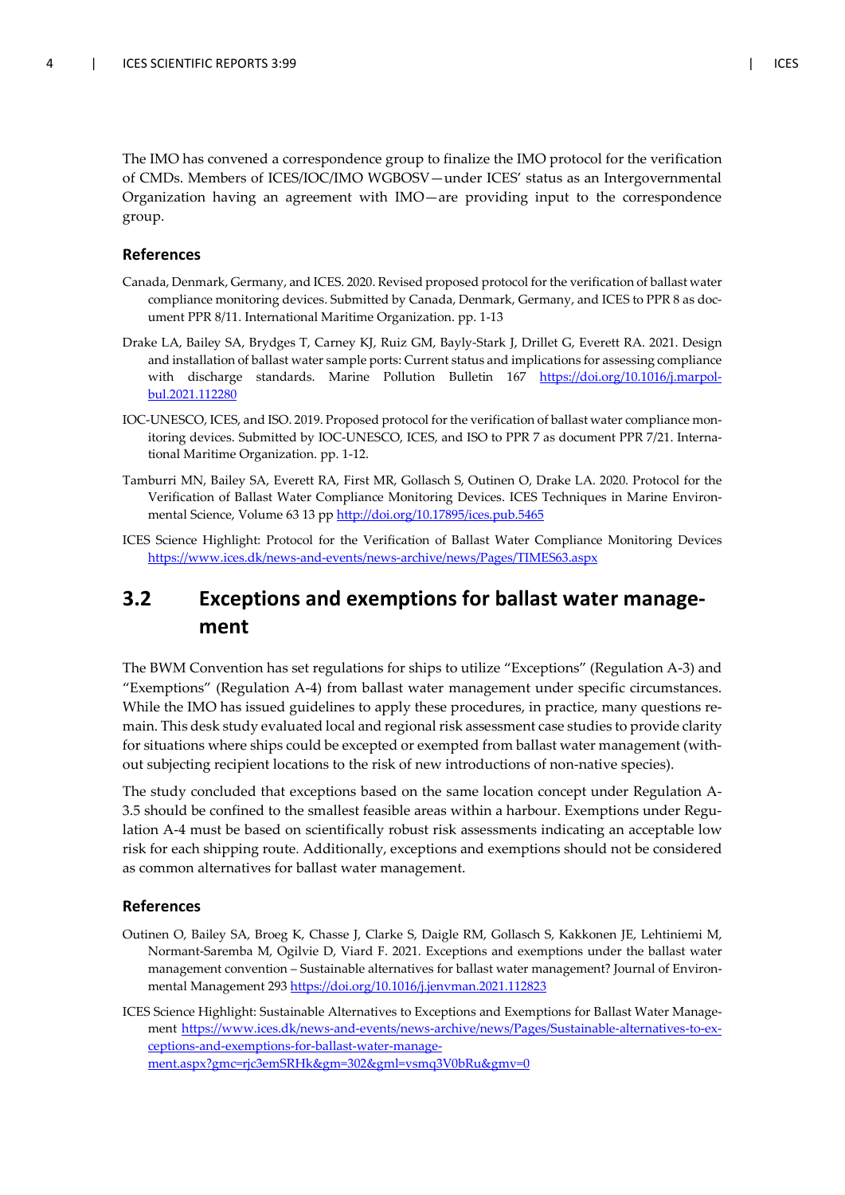The IMO has convened a correspondence group to finalize the IMO protocol for the verification of CMDs. Members of ICES/IOC/IMO WGBOSV—under ICES' status as an Intergovernmental Organization having an agreement with IMO—are providing input to the correspondence group.

### References

Canada, Denmark, Germany, and ICES. 2020. Revised proposed protocol for the verification of ballast water compliance monitoring devices. Submitted by Canada, Denmark, Germany, and ICES to PPR 8 as document PPR 8/11. International Maritime Organization. pp. 1-13

Drake LA, Bailey SA, Brydges T, Carney KJ, Ruiz GM, Bayly-Stark J, Drillet G, Everett RA. 2021. Design and installation of ballast water sample ports: Current status and implications for assessing compliance with discharge standards. Marine Pollution Bulletin 167 https://doi.org/10.1016/j.marpolbul.2021.112280

IOC-UNESCO, ICES, and ISO. 2019. Proposed protocol for the verification of ballast water compliance monitoring devices. Submitted by IOC-UNESCO, ICES, and ISO to PPR 7 as document PPR 7/21. International Maritime Organization. pp. 1-12.

Tamburri MN, Bailey SA, Everett RA, First MR, Gollasch S, Outinen O, Drake LA. 2020. Protocol for the Verification of Ballast Water Compliance Monitoring Devices. ICES Techniques in Marine Environmental Science, Volume 63 13 pp http://doi.org/10.17895/ices.pub.5465

ICES Science Highlight: Protocol for the Verification of Ballast Water Compliance Monitoring Devices https://www.ices.dk/news-and-events/news-archive/news/Pages/TIMES63.aspx

## 3.2 Exceptions and exemptions for ballast water management

The BWM Convention has set regulations for ships to utilize "Exceptions" (Regulation A-3) and "Exemptions" (Regulation A-4) from ballast water management under specific circumstances. While the IMO has issued guidelines to apply these procedures, in practice, many questions remain. This desk study evaluated local and regional risk assessment case studies to provide clarity for situations where ships could be excepted or exempted from ballast water management (without subjecting recipient locations to the risk of new introductions of non-native species).

The study concluded that exceptions based on the same location concept under Regulation A-3.5 should be confined to the smallest feasible areas within a harbour. Exemptions under Regulation A-4 must be based on scientifically robust risk assessments indicating an acceptable low risk for each shipping route. Additionally, exceptions and exemptions should not be considered as common alternatives for ballast water management.

### References

Outinen O, Bailey SA, Broeg K, Chasse J, Clarke S, Daigle RM, Gollasch S, Kakkonen JE, Lehtiniemi M, Normant-Saremba M, Ogilvie D, Viard F. 2021. Exceptions and exemptions under the ballast water management convention – Sustainable alternatives for ballast water management? Journal of Environmental Management 293 https://doi.org/10.1016/j.jenvman.2021.112823

ICES Science Highlight: Sustainable Alternatives to Exceptions and Exemptions for Ballast Water Management https://www.ices.dk/news-and-events/news-archive/news/Pages/Sustainable-alternatives-to-exceptions-and-exemptions-for-ballast-water-management.aspx?gmc=rjc3emSRHk&gm=302&gml=vsmq3V0bRu&gmv=0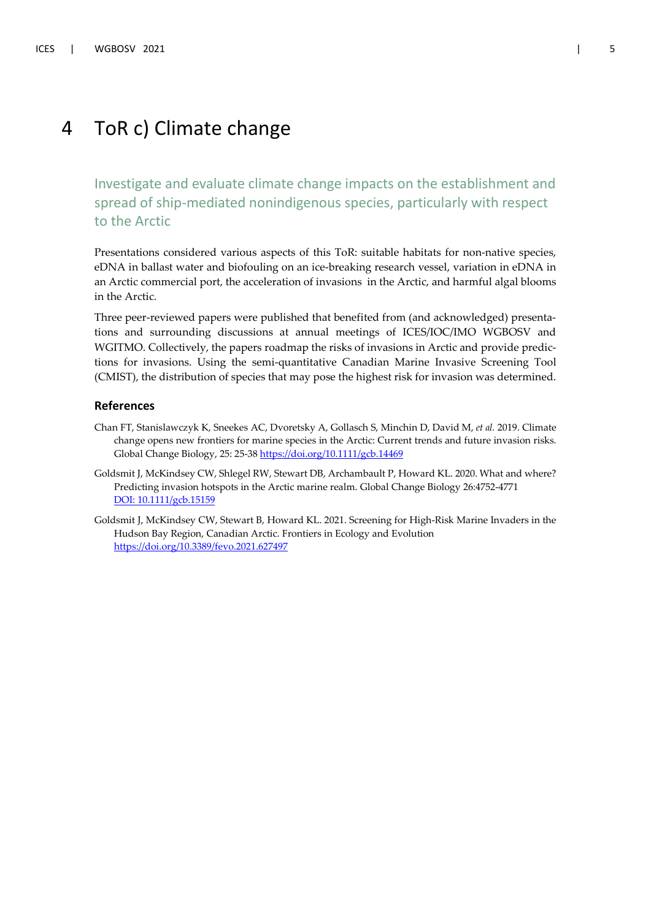# 4 ToR c) Climate change

## Investigate and evaluate climate change impacts on the establishment and spread of ship-mediated nonindigenous species, particularly with respect to the Arctic

Presentations considered various aspects of this ToR: suitable habitats for non-native species, eDNA in ballast water and biofouling on an ice-breaking research vessel, variation in eDNA in an Arctic commercial port, the acceleration of invasions in the Arctic, and harmful algal blooms in the Arctic.

Three peer-reviewed papers were published that benefited from (and acknowledged) presentations and surrounding discussions at annual meetings of ICES/IOC/IMO WGBOSV and WGITMO. Collectively, the papers roadmap the risks of invasions in Arctic and provide predictions for invasions. Using the semi-quantitative Canadian Marine Invasive Screening Tool (CMIST), the distribution of species that may pose the highest risk for invasion was determined.

### References

Chan FT, Stanislawczyk K, Sneekes AC, Dvoretsky A, Gollasch S, Minchin D, David M, *et al.* 2019. Climate change opens new frontiers for marine species in the Arctic: Current trends and future invasion risks. Global Change Biology, 25: 25-38 https://doi.org/10.1111/gcb.14469

Goldsmit J, McKindsey CW, Shlegel RW, Stewart DB, Archambault P, Howard KL. 2020. What and where? Predicting invasion hotspots in the Arctic marine realm. Global Change Biology 26:4752-4771 DOI: 10.1111/gcb.15159

Goldsmit J, McKindsey CW, Stewart B, Howard KL. 2021. Screening for High-Risk Marine Invaders in the Hudson Bay Region, Canadian Arctic. Frontiers in Ecology and Evolution https://doi.org/10.3389/fevo.2021.627497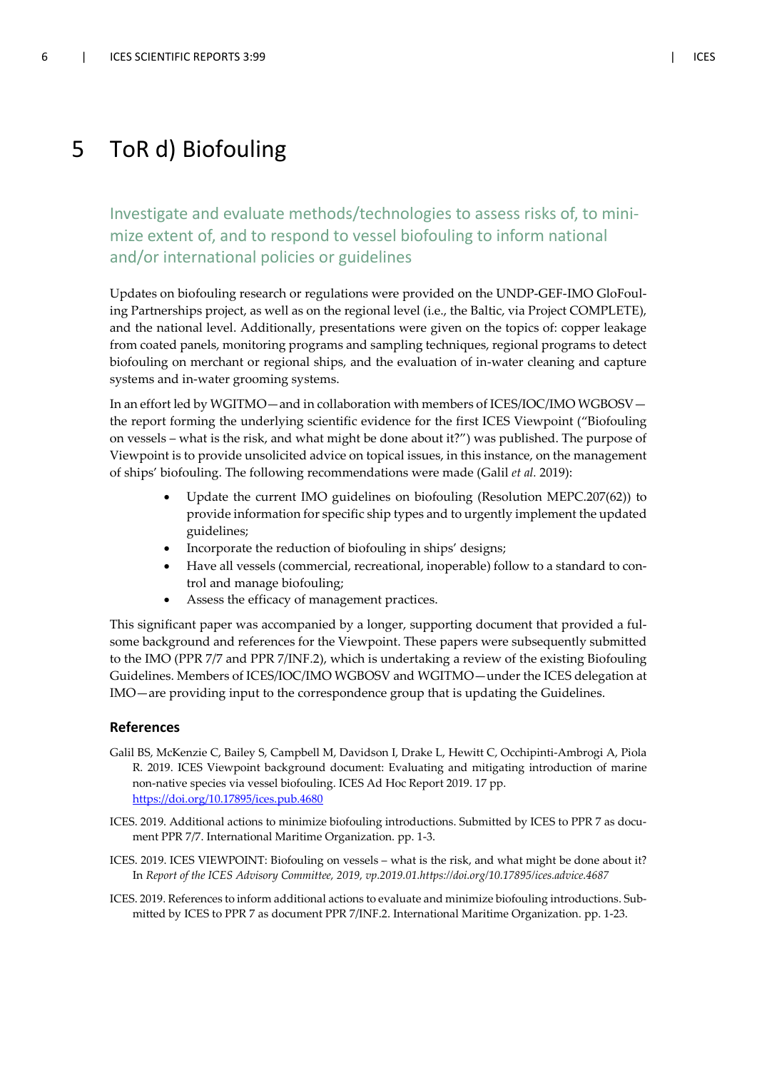# 5 ToR d) Biofouling

## Investigate and evaluate methods/technologies to assess risks of, to minimize extent of, and to respond to vessel biofouling to inform national and/or international policies or guidelines

Updates on biofouling research or regulations were provided on the UNDP-GEF-IMO GloFouling Partnerships project, as well as on the regional level (i.e., the Baltic, via Project COMPLETE), and the national level. Additionally, presentations were given on the topics of: copper leakage from coated panels, monitoring programs and sampling techniques, regional programs to detect biofouling on merchant or regional ships, and the evaluation of in-water cleaning and capture systems and in-water grooming systems.

In an effort led by WGITMO—and in collaboration with members of ICES/IOC/IMO WGBOSV—the report forming the underlying scientific evidence for the first ICES Viewpoint ("Biofouling on vessels – what is the risk, and what might be done about it?") was published. The purpose of Viewpoint is to provide unsolicited advice on topical issues, in this instance, on the management of ships' biofouling. The following recommendations were made (Galil *et al.* 2019):

- Update the current IMO guidelines on biofouling (Resolution MEPC.207(62)) to provide information for specific ship types and to urgently implement the updated guidelines;
- Incorporate the reduction of biofouling in ships' designs;
- Have all vessels (commercial, recreational, inoperable) follow to a standard to control and manage biofouling;
- Assess the efficacy of management practices.

This significant paper was accompanied by a longer, supporting document that provided a fulsome background and references for the Viewpoint. These papers were subsequently submitted to the IMO (PPR 7/7 and PPR 7/INF.2), which is undertaking a review of the existing Biofouling Guidelines. Members of ICES/IOC/IMO WGBOSV and WGITMO—under the ICES delegation at IMO—are providing input to the correspondence group that is updating the Guidelines.

### References

Galil BS, McKenzie C, Bailey S, Campbell M, Davidson I, Drake L, Hewitt C, Occhipinti-Ambrogi A, Piola R. 2019. ICES Viewpoint background document: Evaluating and mitigating introduction of marine non-native species via vessel biofouling. ICES Ad Hoc Report 2019. 17 pp. https://doi.org/10.17895/ices.pub.4680

ICES. 2019. Additional actions to minimize biofouling introductions. Submitted by ICES to PPR 7 as document PPR 7/7. International Maritime Organization. pp. 1-3.

ICES. 2019. ICES VIEWPOINT: Biofouling on vessels – what is the risk, and what might be done about it? In *Report of the ICES Advisory Committee, 2019, vp.2019.01.https://doi.org/10.17895/ices.advice.4687*

ICES. 2019. References to inform additional actions to evaluate and minimize biofouling introductions. Submitted by ICES to PPR 7 as document PPR 7/INF.2. International Maritime Organization. pp. 1-23.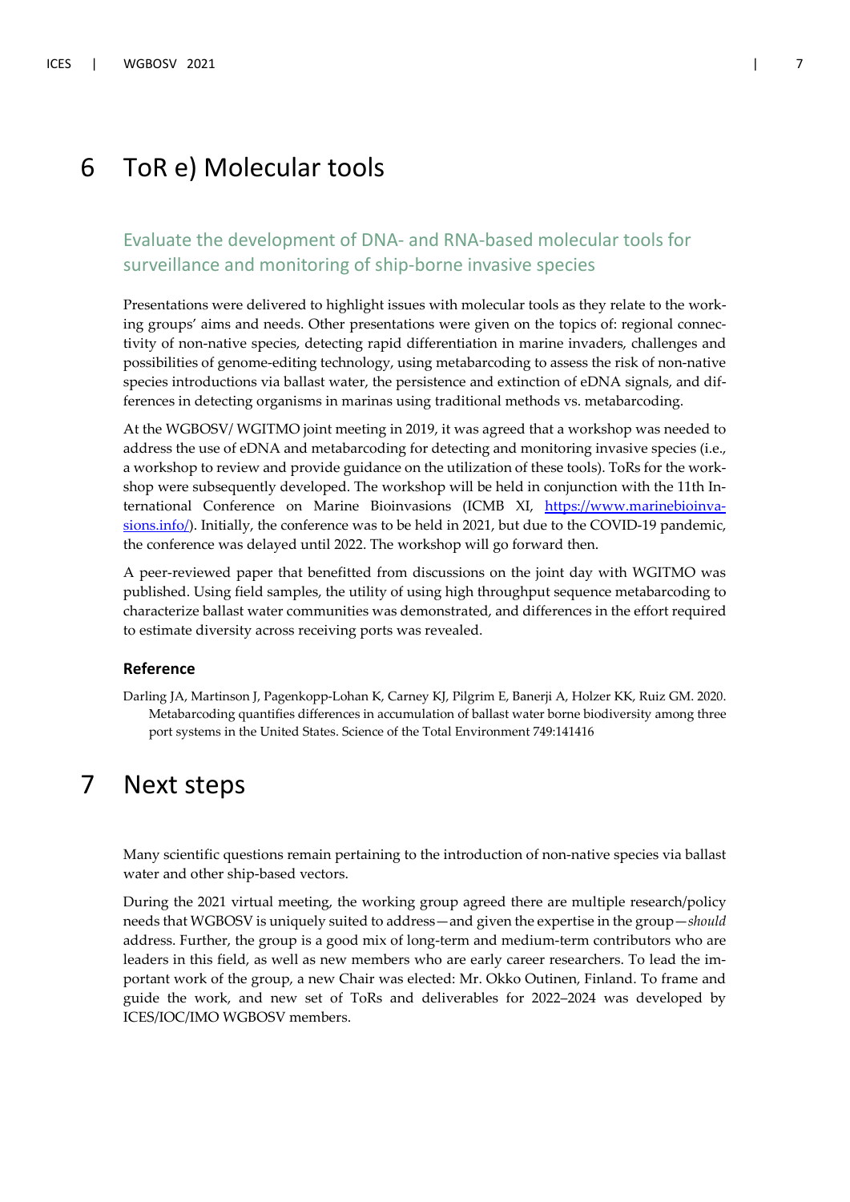# 6 ToR e) Molecular tools

## Evaluate the development of DNA- and RNA-based molecular tools for surveillance and monitoring of ship-borne invasive species

Presentations were delivered to highlight issues with molecular tools as they relate to the working groups' aims and needs. Other presentations were given on the topics of: regional connectivity of non-native species, detecting rapid differentiation in marine invaders, challenges and possibilities of genome-editing technology, using metabarcoding to assess the risk of non-native species introductions via ballast water, the persistence and extinction of eDNA signals, and differences in detecting organisms in marinas using traditional methods vs. metabarcoding.

At the WGBOSV/ WGITMO joint meeting in 2019, it was agreed that a workshop was needed to address the use of eDNA and metabarcoding for detecting and monitoring invasive species (i.e., a workshop to review and provide guidance on the utilization of these tools). ToRs for the workshop were subsequently developed. The workshop will be held in conjunction with the 11th International Conference on Marine Bioinvasions (ICMB XI, [https://www.marinebioinvasions.info/](https://www.marinebioinvasions.info/)). Initially, the conference was to be held in 2021, but due to the COVID-19 pandemic, the conference was delayed until 2022. The workshop will go forward then.

A peer-reviewed paper that benefitted from discussions on the joint day with WGITMO was published. Using field samples, the utility of using high throughput sequence metabarcoding to characterize ballast water communities was demonstrated, and differences in the effort required to estimate diversity across receiving ports was revealed.

### Reference

Darling JA, Martinson J, Pagenkopp-Lohan K, Carney KJ, Pilgrim E, Banerji A, Holzer KK, Ruiz GM. 2020. Metabarcoding quantifies differences in accumulation of ballast water borne biodiversity among three port systems in the United States. Science of the Total Environment 749:141416

# 7 Next steps

Many scientific questions remain pertaining to the introduction of non-native species via ballast water and other ship-based vectors.

During the 2021 virtual meeting, the working group agreed there are multiple research/policy needs that WGBOSV is uniquely suited to address—and given the expertise in the group—*should* address. Further, the group is a good mix of long-term and medium-term contributors who are leaders in this field, as well as new members who are early career researchers. To lead the important work of the group, a new Chair was elected: Mr. Okko Outinen, Finland. To frame and guide the work, and new set of ToRs and deliverables for 2022–2024 was developed by ICES/IOC/IMO WGBOSV members.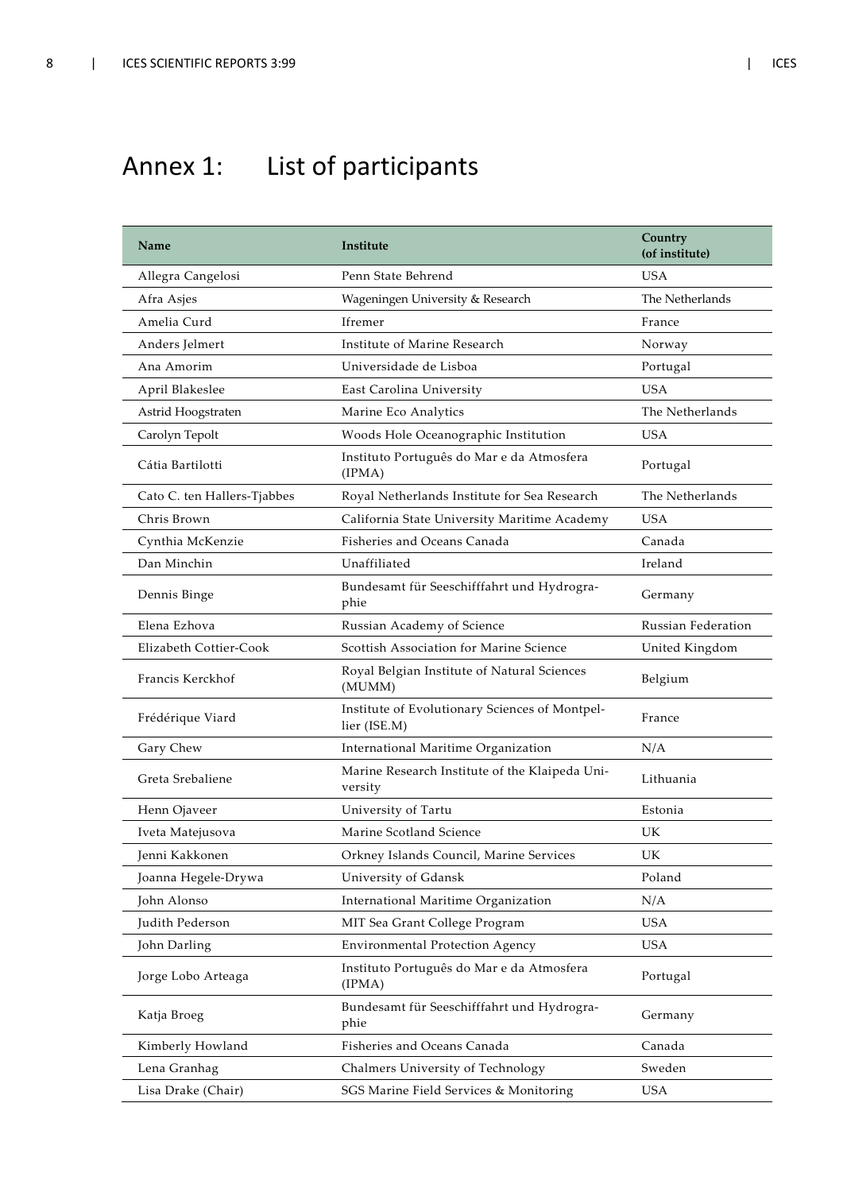# Annex 1: List of participants

| Name | Institute | Country (of institute) |
|---|---|---|
| Allegra Cangelosi | Penn State Behrend | USA |
| Afra Asjes | Wageningen University & Research | The Netherlands |
| Amelia Curd | Ifremer | France |
| Anders Jelmert | Institute of Marine Research | Norway |
| Ana Amorim | Universidade de Lisboa | Portugal |
| April Blakeslee | East Carolina University | USA |
| Astrid Hoogstraten | Marine Eco Analytics | The Netherlands |
| Carolyn Tepolt | Woods Hole Oceanographic Institution | USA |
| Cátia Bartilotti | Instituto Português do Mar e da Atmosfera (IPMA) | Portugal |
| Cato C. ten Hallers-Tjabbes | Royal Netherlands Institute for Sea Research | The Netherlands |
| Chris Brown | California State University Maritime Academy | USA |
| Cynthia McKenzie | Fisheries and Oceans Canada | Canada |
| Dan Minchin | Unaffiliated | Ireland |
| Dennis Binge | Bundesamt für Seeschifffahrt und Hydrographie | Germany |
| Elena Ezhova | Russian Academy of Science | Russian Federation |
| Elizabeth Cottier-Cook | Scottish Association for Marine Science | United Kingdom |
| Francis Kerckhof | Royal Belgian Institute of Natural Sciences (MUMM) | Belgium |
| Frédérique Viard | Institute of Evolutionary Sciences of Montpellier (ISE.M) | France |
| Gary Chew | International Maritime Organization | N/A |
| Greta Srebaliene | Marine Research Institute of the Klaipeda University | Lithuania |
| Henn Ojaveer | University of Tartu | Estonia |
| Iveta Matejusova | Marine Scotland Science | UK |
| Jenni Kakkonen | Orkney Islands Council, Marine Services | UK |
| Joanna Hegele-Drywa | University of Gdansk | Poland |
| John Alonso | International Maritime Organization | N/A |
| Judith Pederson | MIT Sea Grant College Program | USA |
| John Darling | Environmental Protection Agency | USA |
| Jorge Lobo Arteaga | Instituto Português do Mar e da Atmosfera (IPMA) | Portugal |
| Katja Broeg | Bundesamt für Seeschifffahrt und Hydrographie | Germany |
| Kimberly Howland | Fisheries and Oceans Canada | Canada |
| Lena Granhag | Chalmers University of Technology | Sweden |
| Lisa Drake (Chair) | SGS Marine Field Services & Monitoring | USA |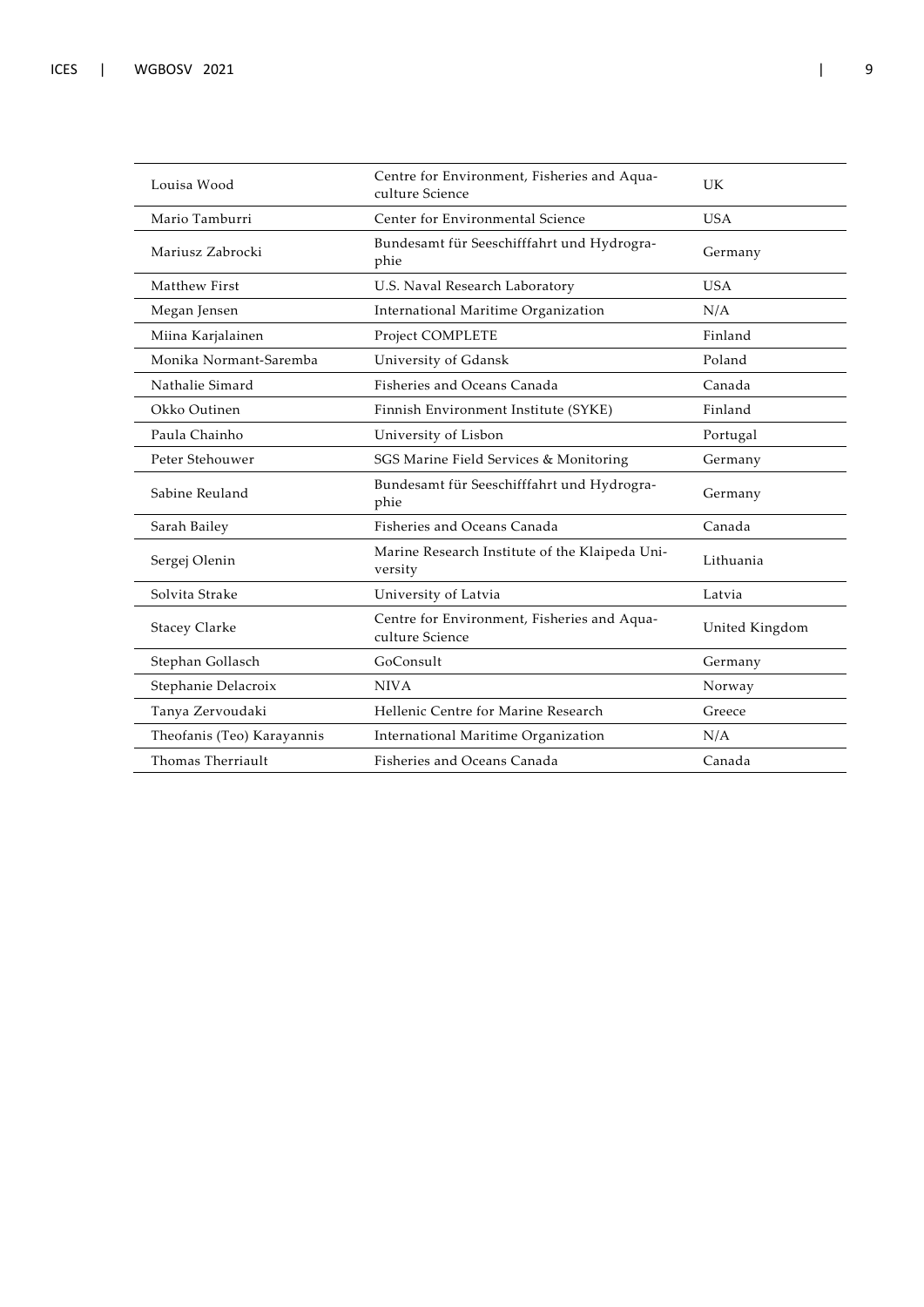| | | |
|---|---|---|
| Louisa Wood | Centre for Environment, Fisheries and Aquaculture Science | UK |
| Mario Tamburri | Center for Environmental Science | USA |
| Mariusz Zabrocki | Bundesamt für Seeschifffahrt und Hydrographie | Germany |
| Matthew First | U.S. Naval Research Laboratory | USA |
| Megan Jensen | International Maritime Organization | N/A |
| Miina Karjalainen | Project COMPLETE | Finland |
| Monika Normant-Saremba | University of Gdansk | Poland |
| Nathalie Simard | Fisheries and Oceans Canada | Canada |
| Okko Outinen | Finnish Environment Institute (SYKE) | Finland |
| Paula Chainho | University of Lisbon | Portugal |
| Peter Stehouwer | SGS Marine Field Services & Monitoring | Germany |
| Sabine Reuland | Bundesamt für Seeschifffahrt und Hydrographie | Germany |
| Sarah Bailey | Fisheries and Oceans Canada | Canada |
| Sergej Olenin | Marine Research Institute of the Klaipeda University | Lithuania |
| Solvita Strake | University of Latvia | Latvia |
| Stacey Clarke | Centre for Environment, Fisheries and Aquaculture Science | United Kingdom |
| Stephan Gollasch | GoConsult | Germany |
| Stephanie Delacroix | NIVA | Norway |
| Tanya Zervoudaki | Hellenic Centre for Marine Research | Greece |
| Theofanis (Teo) Karayannis | International Maritime Organization | N/A |
| Thomas Therriault | Fisheries and Oceans Canada | Canada |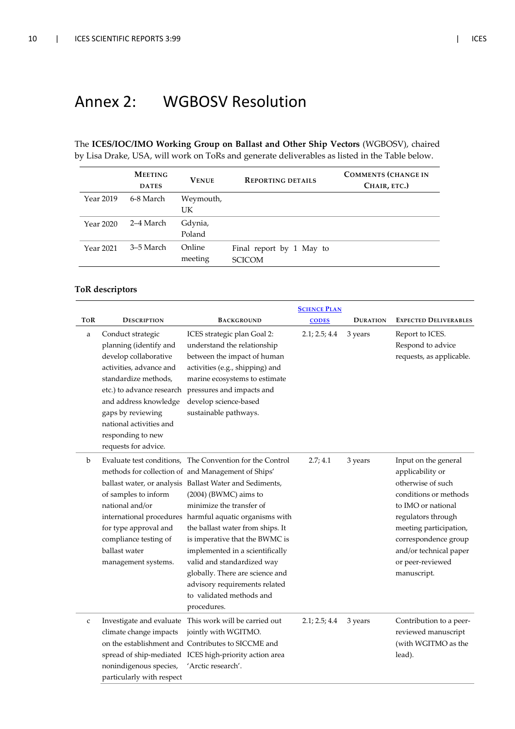# Annex 2: WGBOSV Resolution

The **ICES/IOC/IMO Working Group on Ballast and Other Ship Vectors** (WGBOSV), chaired by Lisa Drake, USA, will work on ToRs and generate deliverables as listed in the Table below.

| | Meeting dates | Venue | Reporting details | Comments (change in Chair, etc.) |
|---|---|---|---|---|
| Year 2019 | 6-8 March | Weymouth, UK | | |
| Year 2020 | 2–4 March | Gdynia, Poland | | |
| Year 2021 | 3–5 March | Online meeting | Final report by 1 May to SCICOM | |

**ToR descriptors**

| ToR | Description | Background | Science Plan codes | Duration | Expected Deliverables |
|---|---|---|---|---|---|
| a | Conduct strategic planning (identify and develop collaborative activities, advance and standardize methods, etc.) to advance research and address knowledge gaps by reviewing national activities and responding to new requests for advice. | ICES strategic plan Goal 2: understand the relationship between the impact of human activities (e.g., shipping) and marine ecosystems to estimate pressures and impacts and develop science-based sustainable pathways. | 2.1; 2.5; 4.4 | 3 years | Report to ICES. Respond to advice requests, as applicable. |
| b | Evaluate test conditions, methods for collection of ballast water, or analysis of samples to inform national and/or international procedures for type approval and compliance testing of ballast water management systems. | The Convention for the Control and Management of Ships' Ballast Water and Sediments, (2004) (BWMC) aims to minimize the transfer of harmful aquatic organisms with the ballast water from ships. It is imperative that the BWMC is implemented in a scientifically valid and standardized way globally. There are science and advisory requirements related to validated methods and procedures. | 2.7; 4.1 | 3 years | Input on the general applicability or otherwise of such conditions or methods to IMO or national regulators through meeting participation, correspondence group and/or technical paper or peer-reviewed manuscript. |
| c | Investigate and evaluate climate change impacts on the establishment and spread of ship-mediated nonindigenous species, particularly with respect | This work will be carried out jointly with WGITMO. Contributes to SICCME and ICES high-priority action area 'Arctic research'. | 2.1; 2.5; 4.4 | 3 years | Contribution to a peer-reviewed manuscript (with WGITMO as the lead). |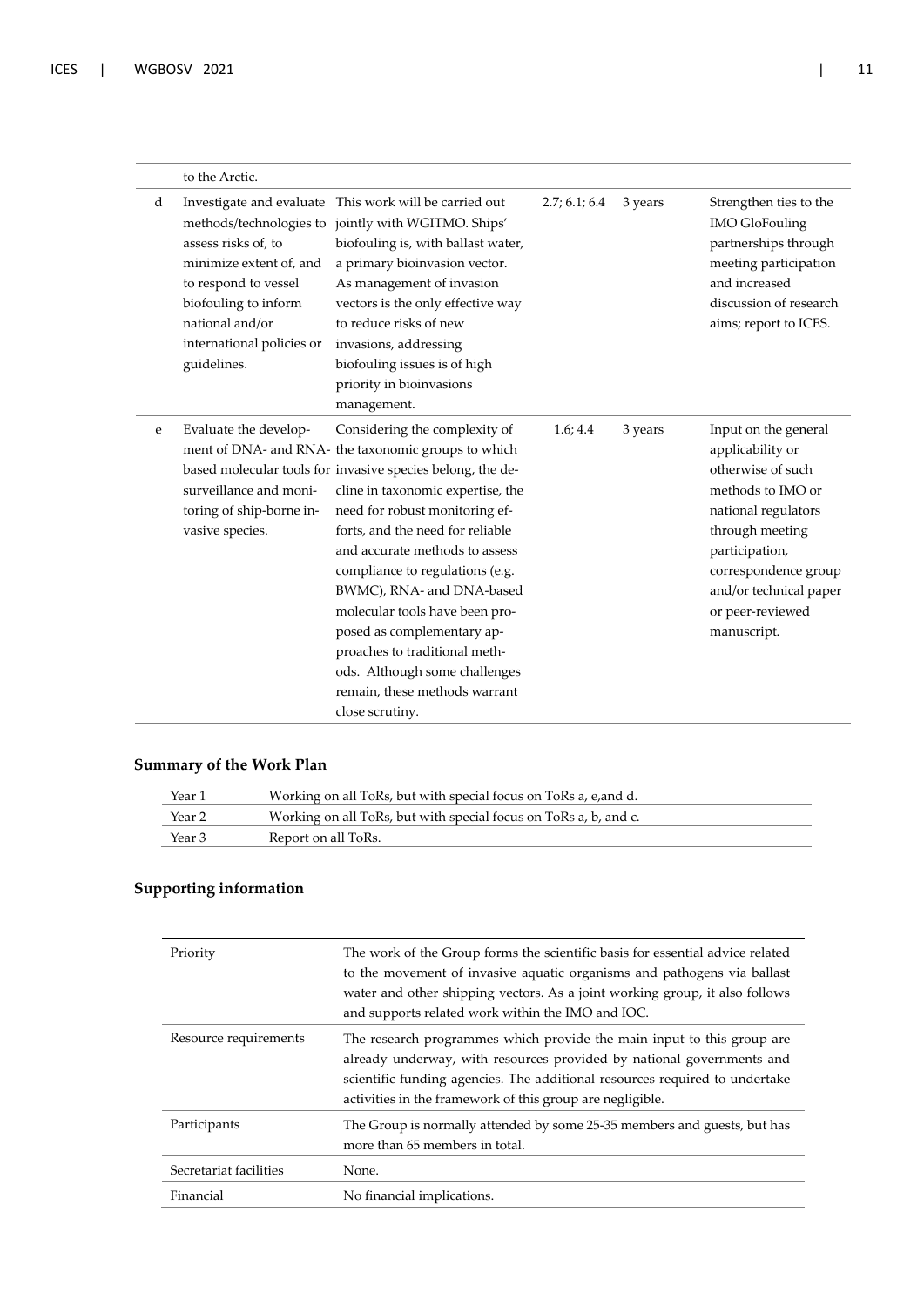|  | to the Arctic. |  |  |  |  |
|---|---|---|---|---|---|
| d | Investigate and evaluate methods/technologies to assess risks of, to minimize extent of, and to respond to vessel biofouling to inform national and/or international policies or guidelines. | This work will be carried out jointly with WGITMO. Ships' biofouling is, with ballast water, a primary bioinvasion vector. As management of invasion vectors is the only effective way to reduce risks of new invasions, addressing biofouling issues is of high priority in bioinvasions management. | 2.7; 6.1; 6.4 | 3 years | Strengthen ties to the IMO GloFouling partnerships through meeting participation and increased discussion of research aims; report to ICES. |
| e | Evaluate the development of DNA- and RNA-based molecular tools for surveillance and monitoring of ship-borne invasive species. | Considering the complexity of the taxonomic groups to which invasive species belong, the decline in taxonomic expertise, the need for robust monitoring efforts, and the need for reliable and accurate methods to assess compliance to regulations (e.g. BWMC), RNA- and DNA-based molecular tools have been proposed as complementary approaches to traditional methods. Although some challenges remain, these methods warrant close scrutiny. | 1.6; 4.4 | 3 years | Input on the general applicability or otherwise of such methods to IMO or national regulators through meeting participation, correspondence group and/or technical paper or peer-reviewed manuscript. |

## Summary of the Work Plan

| | |
|---|---|
| Year 1 | Working on all ToRs, but with special focus on ToRs a, e,and d. |
| Year 2 | Working on all ToRs, but with special focus on ToRs a, b, and c. |
| Year 3 | Report on all ToRs. |

## Supporting information

| | |
|---|---|
| Priority | The work of the Group forms the scientific basis for essential advice related to the movement of invasive aquatic organisms and pathogens via ballast water and other shipping vectors. As a joint working group, it also follows and supports related work within the IMO and IOC. |
| Resource requirements | The research programmes which provide the main input to this group are already underway, with resources provided by national governments and scientific funding agencies. The additional resources required to undertake activities in the framework of this group are negligible. |
| Participants | The Group is normally attended by some 25-35 members and guests, but has more than 65 members in total. |
| Secretariat facilities | None. |
| Financial | No financial implications. |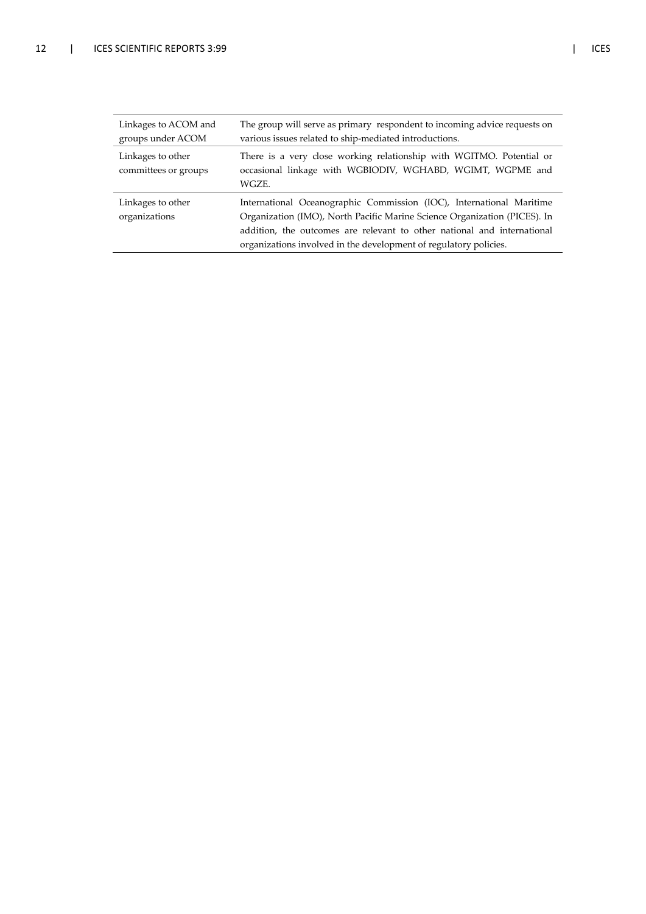| | |
|---|---|
| Linkages to ACOM and groups under ACOM | The group will serve as primary respondent to incoming advice requests on various issues related to ship-mediated introductions. |
| Linkages to other committees or groups | There is a very close working relationship with WGITMO. Potential or occasional linkage with WGBIODIV, WGHABD, WGIMT, WGPME and WGZE. |
| Linkages to other organizations | International Oceanographic Commission (IOC), International Maritime Organization (IMO), North Pacific Marine Science Organization (PICES). In addition, the outcomes are relevant to other national and international organizations involved in the development of regulatory policies. |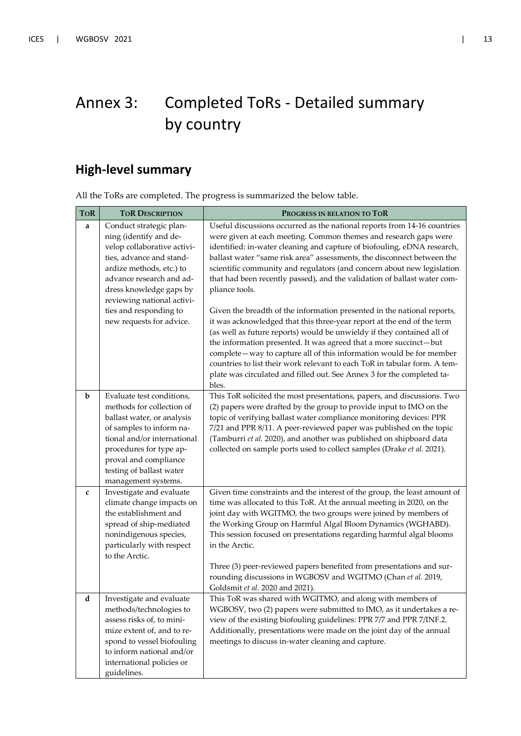# Annex 3: Completed ToRs - Detailed summary by country

## High-level summary

All the ToRs are completed. The progress is summarized the below table.

| ToR | ToR Description | Progress in relation to ToR |
|---|---|---|
| a | Conduct strategic planning (identify and develop collaborative activities, advance and standardize methods, etc.) to advance research and address knowledge gaps by reviewing national activities and responding to new requests for advice. | Useful discussions occurred as the national reports from 14-16 countries were given at each meeting. Common themes and research gaps were identified: in-water cleaning and capture of biofouling, eDNA research, ballast water "same risk area" assessments, the disconnect between the scientific community and regulators (and concern about new legislation that had been recently passed), and the validation of ballast water compliance tools.<br><br>Given the breadth of the information presented in the national reports, it was acknowledged that this three-year report at the end of the term (as well as future reports) would be unwieldy if they contained all of the information presented. It was agreed that a more succinct—but complete—way to capture all of this information would be for member countries to list their work relevant to each ToR in tabular form. A template was circulated and filled out. See Annex 3 for the completed tables. |
| b | Evaluate test conditions, methods for collection of ballast water, or analysis of samples to inform national and/or international procedures for type approval and compliance testing of ballast water management systems. | This ToR solicited the most presentations, papers, and discussions. Two (2) papers were drafted by the group to provide input to IMO on the topic of verifying ballast water compliance monitoring devices: PPR 7/21 and PPR 8/11. A peer-reviewed paper was published on the topic (Tamburri *et al.* 2020), and another was published on shipboard data collected on sample ports used to collect samples (Drake *et al.* 2021). |
| c | Investigate and evaluate climate change impacts on the establishment and spread of ship-mediated nonindigenous species, particularly with respect to the Arctic. | Given time constraints and the interest of the group, the least amount of time was allocated to this ToR. At the annual meeting in 2020, on the joint day with WGITMO, the two groups were joined by members of the Working Group on Harmful Algal Bloom Dynamics (WGHABD). This session focused on presentations regarding harmful algal blooms in the Arctic.<br><br>Three (3) peer-reviewed papers benefited from presentations and surrounding discussions in WGBOSV and WGITMO (Chan *et al.* 2019, Goldsmit *et al.* 2020 and 2021). |
| d | Investigate and evaluate methods/technologies to assess risks of, to minimize extent of, and to respond to vessel biofouling to inform national and/or international policies or guidelines. | This ToR was shared with WGITMO, and along with members of WGBOSV, two (2) papers were submitted to IMO, as it undertakes a review of the existing biofouling guidelines: PPR 7/7 and PPR 7/INF.2. Additionally, presentations were made on the joint day of the annual meetings to discuss in-water cleaning and capture. |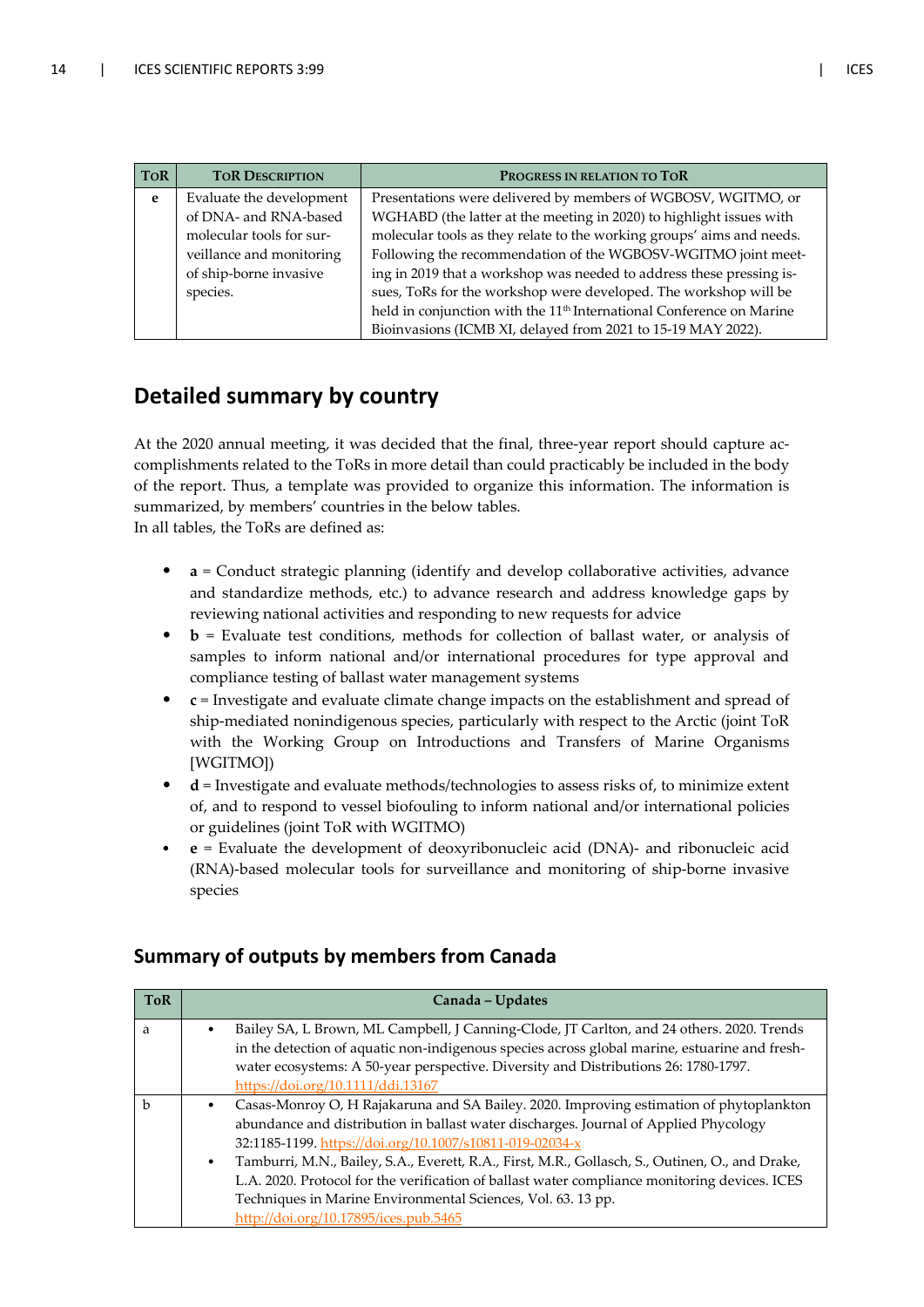| ToR | ToR Description | Progress in relation to ToR |
|---|---|---|
| e | Evaluate the development of DNA- and RNA-based molecular tools for surveillance and monitoring of ship-borne invasive species. | Presentations were delivered by members of WGBOSV, WGITMO, or WGHABD (the latter at the meeting in 2020) to highlight issues with molecular tools as they relate to the working groups' aims and needs. Following the recommendation of the WGBOSV-WGITMO joint meeting in 2019 that a workshop was needed to address these pressing issues, ToRs for the workshop were developed. The workshop will be held in conjunction with the 11th International Conference on Marine Bioinvasions (ICMB XI, delayed from 2021 to 15-19 MAY 2022). |

## Detailed summary by country

At the 2020 annual meeting, it was decided that the final, three-year report should capture accomplishments related to the ToRs in more detail than could practicably be included in the body of the report. Thus, a template was provided to organize this information. The information is summarized, by members' countries in the below tables.
In all tables, the ToRs are defined as:

- **a** = Conduct strategic planning (identify and develop collaborative activities, advance and standardize methods, etc.) to advance research and address knowledge gaps by reviewing national activities and responding to new requests for advice
- **b** = Evaluate test conditions, methods for collection of ballast water, or analysis of samples to inform national and/or international procedures for type approval and compliance testing of ballast water management systems
- **c** = Investigate and evaluate climate change impacts on the establishment and spread of ship-mediated nonindigenous species, particularly with respect to the Arctic (joint ToR with the Working Group on Introductions and Transfers of Marine Organisms [WGITMO])
- **d** = Investigate and evaluate methods/technologies to assess risks of, to minimize extent of, and to respond to vessel biofouling to inform national and/or international policies or guidelines (joint ToR with WGITMO)
- **e** = Evaluate the development of deoxyribonucleic acid (DNA)- and ribonucleic acid (RNA)-based molecular tools for surveillance and monitoring of ship-borne invasive species

### Summary of outputs by members from Canada

| ToR | Canada – Updates |
|---|---|
| a | • Bailey SA, L Brown, ML Campbell, J Canning-Clode, JT Carlton, and 24 others. 2020. Trends in the detection of aquatic non-indigenous species across global marine, estuarine and freshwater ecosystems: A 50-year perspective. Diversity and Distributions 26: 1780-1797. https://doi.org/10.1111/ddi.13167 |
| b | • Casas-Monroy O, H Rajakaruna and SA Bailey. 2020. Improving estimation of phytoplankton abundance and distribution in ballast water discharges. Journal of Applied Phycology 32:1185-1199. https://doi.org/10.1007/s10811-019-02034-x<br>• Tamburri, M.N., Bailey, S.A., Everett, R.A., First, M.R., Gollasch, S., Outinen, O., and Drake, L.A. 2020. Protocol for the verification of ballast water compliance monitoring devices. ICES Techniques in Marine Environmental Sciences, Vol. 63. 13 pp. http://doi.org/10.17895/ices.pub.5465 |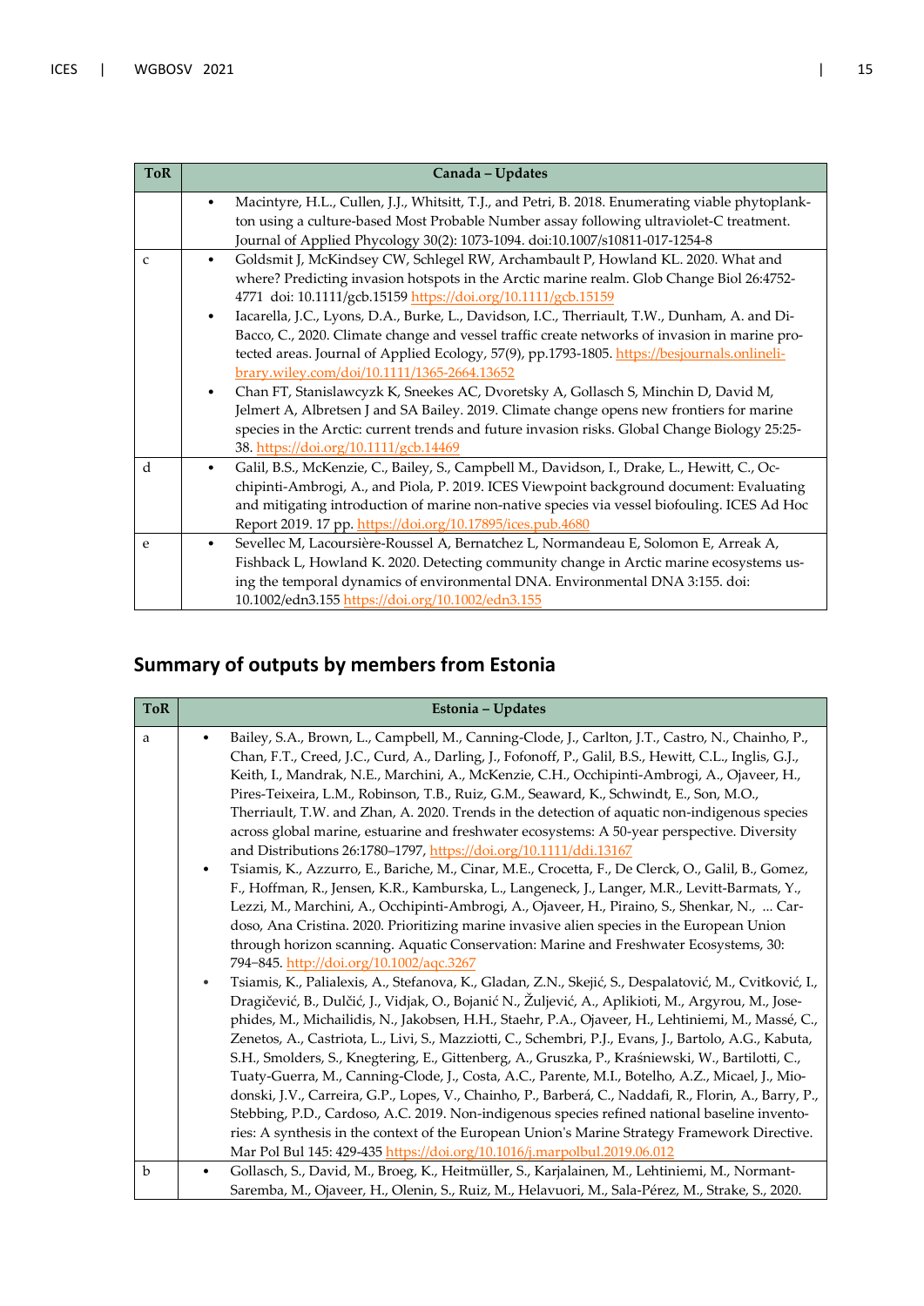| ToR | Canada – Updates |
|---|---|
| | • Macintyre, H.L., Cullen, J.J., Whitsitt, T.J., and Petri, B. 2018. Enumerating viable phytoplankton using a culture-based Most Probable Number assay following ultraviolet-C treatment. Journal of Applied Phycology 30(2): 1073-1094. doi:10.1007/s10811-017-1254-8 |
| c | • Goldsmit J, McKindsey CW, Schlegel RW, Archambault P, Howland KL. 2020. What and where? Predicting invasion hotspots in the Arctic marine realm. Glob Change Biol 26:4752-4771 doi: 10.1111/gcb.15159 https://doi.org/10.1111/gcb.15159<br>• Iacarella, J.C., Lyons, D.A., Burke, L., Davidson, I.C., Therriault, T.W., Dunham, A. and DiBacco, C., 2020. Climate change and vessel traffic create networks of invasion in marine protected areas. Journal of Applied Ecology, 57(9), pp.1793-1805. https://besjournals.onlinelibrary.wiley.com/doi/10.1111/1365-2664.13652<br>• Chan FT, Stanislawczyk K, Sneekes AC, Dvoretsky A, Gollasch S, Minchin D, David M, Jelmert A, Albretsen J and SA Bailey. 2019. Climate change opens new frontiers for marine species in the Arctic: current trends and future invasion risks. Global Change Biology 25:25-38. https://doi.org/10.1111/gcb.14469 |
| d | • Galil, B.S., McKenzie, C., Bailey, S., Campbell M., Davidson, I., Drake, L., Hewitt, C., Occhipinti-Ambrogi, A., and Piola, P. 2019. ICES Viewpoint background document: Evaluating and mitigating introduction of marine non-native species via vessel biofouling. ICES Ad Hoc Report 2019. 17 pp. https://doi.org/10.17895/ices.pub.4680 |
| e | • Sevellec M, Lacoursière-Roussel A, Bernatchez L, Normandeau E, Solomon E, Arreak A, Fishback L, Howland K. 2020. Detecting community change in Arctic marine ecosystems using the temporal dynamics of environmental DNA. Environmental DNA 3:155. doi: 10.1002/edn3.155 https://doi.org/10.1002/edn3.155 |

## Summary of outputs by members from Estonia

| ToR | Estonia – Updates |
|---|---|
| a | • Bailey, S.A., Brown, L., Campbell, M., Canning-Clode, J., Carlton, J.T., Castro, N., Chainho, P., Chan, F.T., Creed, J.C., Curd, A., Darling, J., Fofonoff, P., Galil, B.S., Hewitt, C.L., Inglis, G.J., Keith, I., Mandrak, N.E., Marchini, A., McKenzie, C.H., Occhipinti-Ambrogi, A., Ojaveer, H., Pires-Teixeira, L.M., Robinson, T.B., Ruiz, G.M., Seaward, K., Schwindt, E., Son, M.O., Therriault, T.W. and Zhan, A. 2020. Trends in the detection of aquatic non-indigenous species across global marine, estuarine and freshwater ecosystems: A 50-year perspective. Diversity and Distributions 26:1780–1797, https://doi.org/10.1111/ddi.13167<br>• Tsiamis, K., Azzurro, E., Bariche, M., Cinar, M.E., Crocetta, F., De Clerck, O., Galil, B., Gomez, F., Hoffman, R., Jensen, K.R., Kamburska, L., Langeneck, J., Langer, M.R., Levitt-Barmats, Y., Lezzi, M., Marchini, A., Occhipinti-Ambrogi, A., Ojaveer, H., Piraino, S., Shenkar, N., ... Cardoso, Ana Cristina. 2020. Prioritizing marine invasive alien species in the European Union through horizon scanning. Aquatic Conservation: Marine and Freshwater Ecosystems, 30: 794–845. http://doi.org/10.1002/aqc.3267<br>• Tsiamis, K., Palialexis, A., Stefanova, K., Gladan, Z.N., Skejić, S., Despalatović, M., Cvitković, I., Dragičević, B., Dulčić, J., Vidjak, O., Bojanić N., Žuljević, A., Aplikioti, M., Argyrou, M., Josephides, M., Michailidis, N., Jakobsen, H.H., Staehr, P.A., Ojaveer, H., Lehtiniemi, M., Massé, C., Zenetos, A., Castriota, L., Livi, S., Mazziotti, C., Schembri, P.J., Evans, J., Bartolo, A.G., Kabuta, S.H., Smolders, S., Knegtering, E., Gittenberg, A., Gruszka, P., Kraśniewski, W., Bartilotti, C., Tuaty-Guerra, M., Canning-Clode, J., Costa, A.C., Parente, M.I., Botelho, A.Z., Micael, J., Miodonski, J.V., Carreira, G.P., Lopes, V., Chainho, P., Barberá, C., Naddafi, R., Florin, A., Barry, P., Stebbing, P.D., Cardoso, A.C. 2019. Non-indigenous species refined national baseline inventories: A synthesis in the context of the European Union's Marine Strategy Framework Directive. Mar Pol Bul 145: 429-435 https://doi.org/10.1016/j.marpolbul.2019.06.012 |
| b | • Gollasch, S., David, M., Broeg, K., Heitmüller, S., Karjalainen, M., Lehtiniemi, M., Normant-Saremba, M., Ojaveer, H., Olenin, S., Ruiz, M., Helavuori, M., Sala-Pérez, M., Strake, S., 2020. |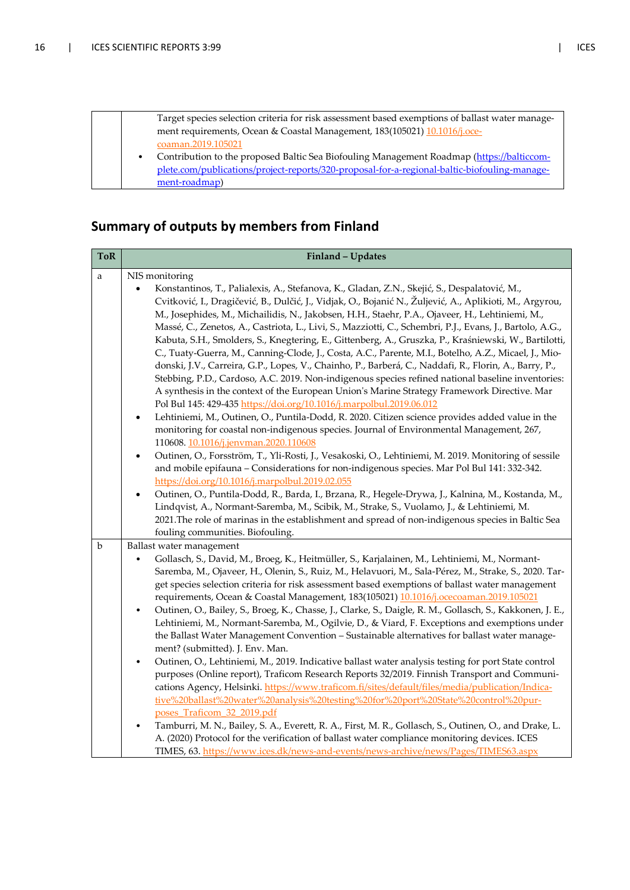|  |  |
|---|---|
|  | Target species selection criteria for risk assessment based exemptions of ballast water management requirements, Ocean & Coastal Management, 183(105021) 10.1016/j.ocecoaman.2019.105021<br>• Contribution to the proposed Baltic Sea Biofouling Management Roadmap (https://balticcomplete.com/publications/project-reports/320-proposal-for-a-regional-baltic-biofouling-management-roadmap) |

## Summary of outputs by members from Finland

| ToR | Finland – Updates |
|---|---|
| a | NIS monitoring<br>• Konstantinos, T., Palialexis, A., Stefanova, K., Gladan, Z.N., Skejić, S., Despalatović, M., Cvitković, I., Dragičević, B., Dulčić, J., Vidjak, O., Bojanić N., Žuljević, A., Aplikioti, M., Argyrou, M., Josephides, M., Michailidis, N., Jakobsen, H.H., Staehr, P.A., Ojaveer, H., Lehtiniemi, M., Massé, C., Zenetos, A., Castriota, L., Livi, S., Mazziotti, C., Schembri, P.J., Evans, J., Bartolo, A.G., Kabuta, S.H., Smolders, S., Knegtering, E., Gittenberg, A., Gruszka, P., Kraśniewski, W., Bartilotti, C., Tuaty-Guerra, M., Canning-Clode, J., Costa, A.C., Parente, M.I., Botelho, A.Z., Micael, J., Miodonski, J.V., Carreira, G.P., Lopes, V., Chainho, P., Barberá, C., Naddafi, R., Florin, A., Barry, P., Stebbing, P.D., Cardoso, A.C. 2019. Non-indigenous species refined national baseline inventories: A synthesis in the context of the European Union's Marine Strategy Framework Directive. Mar Pol Bul 145: 429-435 https://doi.org/10.1016/j.marpolbul.2019.06.012<br>• Lehtiniemi, M., Outinen, O., Puntila-Dodd, R. 2020. Citizen science provides added value in the monitoring for coastal non-indigenous species. Journal of Environmental Management, 267, 110608. 10.1016/j.jenvman.2020.110608<br>• Outinen, O., Forsström, T., Yli-Rosti, J., Vesakoski, O., Lehtiniemi, M. 2019. Monitoring of sessile and mobile epifauna – Considerations for non-indigenous species. Mar Pol Bul 141: 332-342. https://doi.org/10.1016/j.marpolbul.2019.02.055<br>• Outinen, O., Puntila-Dodd, R., Barda, I., Brzana, R., Hegele-Drywa, J., Kalnina, M., Kostanda, M., Lindqvist, A., Normant-Saremba, M., Scibik, M., Strake, S., Vuolamo, J., & Lehtiniemi, M. 2021.The role of marinas in the establishment and spread of non-indigenous species in Baltic Sea fouling communities. Biofouling. |
| b | Ballast water management<br>• Gollasch, S., David, M., Broeg, K., Heitmüller, S., Karjalainen, M., Lehtiniemi, M., Normant-Saremba, M., Ojaveer, H., Olenin, S., Ruiz, M., Helavuori, M., Sala-Pérez, M., Strake, S., 2020. Target species selection criteria for risk assessment based exemptions of ballast water management requirements, Ocean & Coastal Management, 183(105021) 10.1016/j.ocecoaman.2019.105021<br>• Outinen, O., Bailey, S., Broeg, K., Chasse, J., Clarke, S., Daigle, R. M., Gollasch, S., Kakkonen, J. E., Lehtiniemi, M., Normant-Saremba, M., Ogilvie, D., & Viard, F. Exceptions and exemptions under the Ballast Water Management Convention – Sustainable alternatives for ballast water management? (submitted). J. Env. Man.<br>• Outinen, O., Lehtiniemi, M., 2019. Indicative ballast water analysis testing for port State control purposes (Online report), Traficom Research Reports 32/2019. Finnish Transport and Communications Agency, Helsinki. https://www.traficom.fi/sites/default/files/media/publication/Indicative%20ballast%20water%20analysis%20testing%20for%20port%20State%20control%20purposes_Traficom_32_2019.pdf<br>• Tamburri, M. N., Bailey, S. A., Everett, R. A., First, M. R., Gollasch, S., Outinen, O., and Drake, L. A. (2020) Protocol for the verification of ballast water compliance monitoring devices. ICES TIMES, 63. https://www.ices.dk/news-and-events/news-archive/news/Pages/TIMES63.aspx |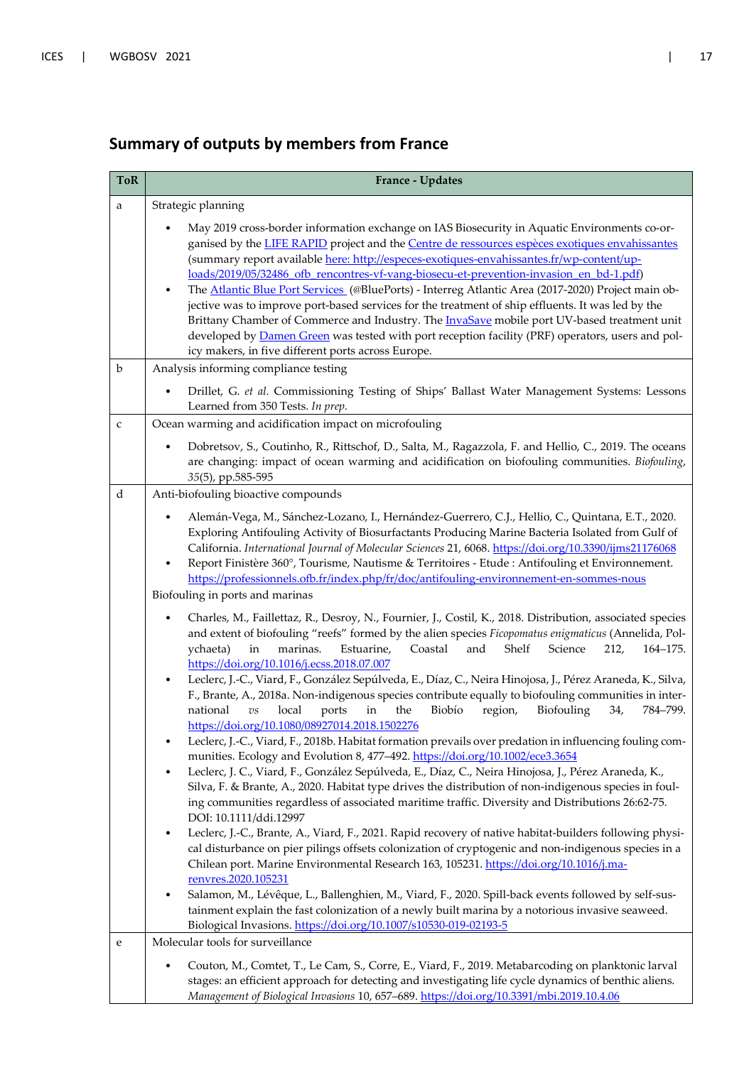## Summary of outputs by members from France

| ToR | France - Updates |
|---|---|
| a | Strategic planning<br><br>• May 2019 cross-border information exchange on IAS Biosecurity in Aquatic Environments co-organised by the LIFE RAPID project and the Centre de ressources espèces exotiques envahissantes (summary report available here: http://especes-exotiques-envahissantes.fr/wp-content/uploads/2019/05/32486_ofb_rencontres-vf-vang-biosecu-et-prevention-invasion_en_bd-1.pdf)<br>• The Atlantic Blue Port Services (@BluePorts) - Interreg Atlantic Area (2017-2020) Project main objective was to improve port-based services for the treatment of ship effluents. It was led by the Brittany Chamber of Commerce and Industry. The InvaSave mobile port UV-based treatment unit developed by Damen Green was tested with port reception facility (PRF) operators, users and policy makers, in five different ports across Europe. |
| b | Analysis informing compliance testing<br><br>• Drillet, G. *et al.* Commissioning Testing of Ships' Ballast Water Management Systems: Lessons Learned from 350 Tests. *In prep.* |
| c | Ocean warming and acidification impact on microfouling<br><br>• Dobretsov, S., Coutinho, R., Rittschof, D., Salta, M., Ragazzola, F. and Hellio, C., 2019. The oceans are changing: impact of ocean warming and acidification on biofouling communities. *Biofouling*, *35*(5), pp.585-595 |
| d | Anti-biofouling bioactive compounds<br><br>• Alemán-Vega, M., Sánchez-Lozano, I., Hernández-Guerrero, C.J., Hellio, C., Quintana, E.T., 2020. Exploring Antifouling Activity of Biosurfactants Producing Marine Bacteria Isolated from Gulf of California. *International Journal of Molecular Sciences* 21, 6068. https://doi.org/10.3390/ijms21176068<br>• Report Finistère 360°, Tourisme, Nautisme & Territoires - Etude : Antifouling et Environnement. https://professionnels.ofb.fr/index.php/fr/doc/antifouling-environnement-en-sommes-nous<br><br>Biofouling in ports and marinas<br><br>• Charles, M., Faillettaz, R., Desroy, N., Fournier, J., Costil, K., 2018. Distribution, associated species and extent of biofouling "reefs" formed by the alien species *Ficopomatus enigmaticus* (Annelida, Polychaeta) in marinas. Estuarine, Coastal and Shelf Science 212, 164–175. https://doi.org/10.1016/j.ecss.2018.07.007<br>• Leclerc, J.-C., Viard, F., González Sepúlveda, E., Díaz, C., Neira Hinojosa, J., Pérez Araneda, K., Silva, F., Brante, A., 2018a. Non-indigenous species contribute equally to biofouling communities in international *vs* local ports in the Biobío region, Biofouling 34, 784–799. https://doi.org/10.1080/08927014.2018.1502276<br>• Leclerc, J.-C., Viard, F., 2018b. Habitat formation prevails over predation in influencing fouling communities. Ecology and Evolution 8, 477–492. https://doi.org/10.1002/ece3.3654<br>• Leclerc, J. C., Viard, F., González Sepúlveda, E., Díaz, C., Neira Hinojosa, J., Pérez Araneda, K., Silva, F. & Brante, A., 2020. Habitat type drives the distribution of non-indigenous species in fouling communities regardless of associated maritime traffic. Diversity and Distributions 26:62-75. DOI: 10.1111/ddi.12997<br>• Leclerc, J.-C., Brante, A., Viard, F., 2021. Rapid recovery of native habitat-builders following physical disturbance on pier pilings offsets colonization of cryptogenic and non-indigenous species in a Chilean port. Marine Environmental Research 163, 105231. https://doi.org/10.1016/j.marenvres.2020.105231<br>• Salamon, M., Lévêque, L., Ballenghien, M., Viard, F., 2020. Spill-back events followed by self-sustainment explain the fast colonization of a newly built marina by a notorious invasive seaweed. Biological Invasions. https://doi.org/10.1007/s10530-019-02193-5 |
| e | Molecular tools for surveillance<br><br>• Couton, M., Comtet, T., Le Cam, S., Corre, E., Viard, F., 2019. Metabarcoding on planktonic larval stages: an efficient approach for detecting and investigating life cycle dynamics of benthic aliens. *Management of Biological Invasions* 10, 657–689. https://doi.org/10.3391/mbi.2019.10.4.06 |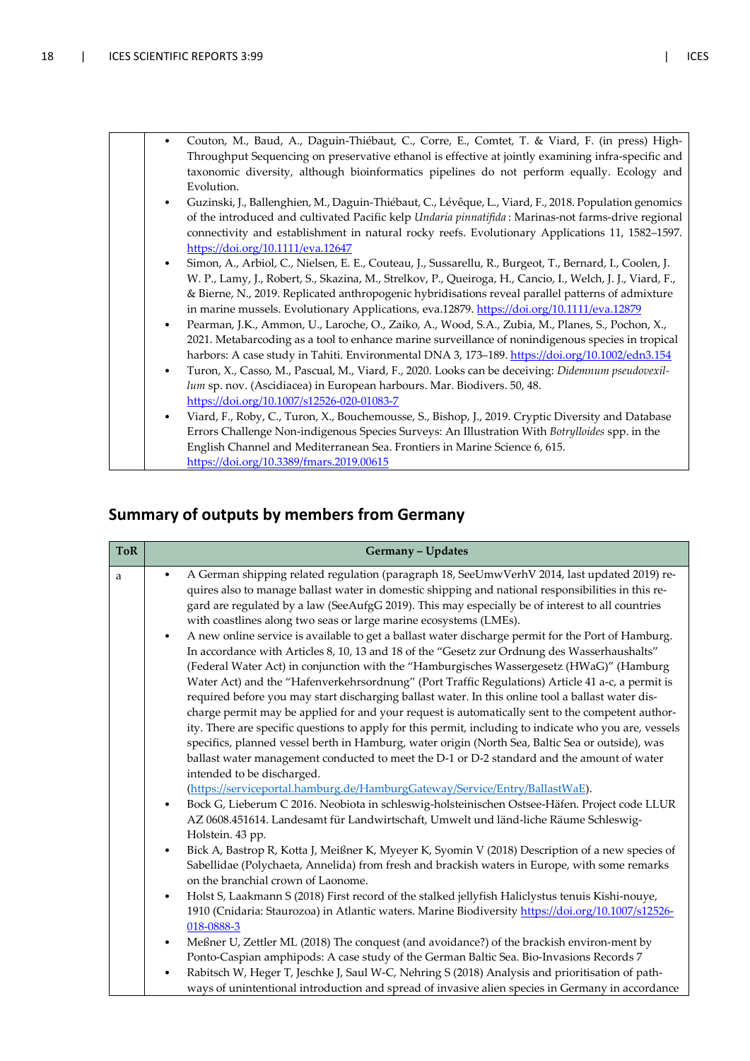|  |  |
|---|---|
|  | • Couton, M., Baud, A., Daguin-Thiébaut, C., Corre, E., Comtet, T. & Viard, F. (in press) High-Throughput Sequencing on preservative ethanol is effective at jointly examining infra-specific and taxonomic diversity, although bioinformatics pipelines do not perform equally. Ecology and Evolution.<br>• Guzinski, J., Ballenghien, M., Daguin-Thiébaut, C., Lévêque, L., Viard, F., 2018. Population genomics of the introduced and cultivated Pacific kelp *Undaria pinnatifida* : Marinas-not farms-drive regional connectivity and establishment in natural rocky reefs. Evolutionary Applications 11, 1582–1597. https://doi.org/10.1111/eva.12647<br>• Simon, A., Arbiol, C., Nielsen, E. E., Couteau, J., Sussarellu, R., Burgeot, T., Bernard, I., Coolen, J. W. P., Lamy, J., Robert, S., Skazina, M., Strelkov, P., Queiroga, H., Cancio, I., Welch, J. J., Viard, F., & Bierne, N., 2019. Replicated anthropogenic hybridisations reveal parallel patterns of admixture in marine mussels. Evolutionary Applications, eva.12879. https://doi.org/10.1111/eva.12879<br>• Pearman, J.K., Ammon, U., Laroche, O., Zaiko, A., Wood, S.A., Zubia, M., Planes, S., Pochon, X., 2021. Metabarcoding as a tool to enhance marine surveillance of nonindigenous species in tropical harbors: A case study in Tahiti. Environmental DNA 3, 173–189. https://doi.org/10.1002/edn3.154<br>• Turon, X., Casso, M., Pascual, M., Viard, F., 2020. Looks can be deceiving: *Didemnum pseudovexillum* sp. nov. (Ascidiacea) in European harbours. Mar. Biodivers. 50, 48. https://doi.org/10.1007/s12526-020-01083-7<br>• Viard, F., Roby, C., Turon, X., Bouchemousse, S., Bishop, J., 2019. Cryptic Diversity and Database Errors Challenge Non-indigenous Species Surveys: An Illustration With *Botrylloides* spp. in the English Channel and Mediterranean Sea. Frontiers in Marine Science 6, 615. https://doi.org/10.3389/fmars.2019.00615 |

## Summary of outputs by members from Germany

| ToR | Germany – Updates |
|---|---|
| a | • A German shipping related regulation (paragraph 18, SeeUmwVerhV 2014, last updated 2019) requires also to manage ballast water in domestic shipping and national responsibilities in this regard are regulated by a law (SeeAufgG 2019). This may especially be of interest to all countries with coastlines along two seas or large marine ecosystems (LMEs).<br>• A new online service is available to get a ballast water discharge permit for the Port of Hamburg. In accordance with Articles 8, 10, 13 and 18 of the "Gesetz zur Ordnung des Wasserhaushalts" (Federal Water Act) in conjunction with the "Hamburgisches Wassergesetz (HWaG)" (Hamburg Water Act) and the "Hafenverkehrsordnung" (Port Traffic Regulations) Article 41 a-c, a permit is required before you may start discharging ballast water. In this online tool a ballast water discharge permit may be applied for and your request is automatically sent to the competent authority. There are specific questions to apply for this permit, including to indicate who you are, vessels specifics, planned vessel berth in Hamburg, water origin (North Sea, Baltic Sea or outside), was ballast water management conducted to meet the D-1 or D-2 standard and the amount of water intended to be discharged. (https://serviceportal.hamburg.de/HamburgGateway/Service/Entry/BallastWaE).<br>• Bock G, Lieberum C 2016. Neobiota in schleswig-holsteinischen Ostsee-Häfen. Project code LLUR AZ 0608.451614. Landesamt für Landwirtschaft, Umwelt und länd-liche Räume Schleswig-Holstein. 43 pp.<br>• Bick A, Bastrop R, Kotta J, Meißner K, Myeyer K, Syomin V (2018) Description of a new species of Sabellidae (Polychaeta, Annelida) from fresh and brackish waters in Europe, with some remarks on the branchial crown of Laonome.<br>• Holst S, Laakmann S (2018) First record of the stalked jellyfish Haliclystus tenuis Kishi-nouye, 1910 (Cnidaria: Staurozoa) in Atlantic waters. Marine Biodiversity https://doi.org/10.1007/s12526-018-0888-3<br>• Meßner U, Zettler ML (2018) The conquest (and avoidance?) of the brackish environ-ment by Ponto-Caspian amphipods: A case study of the German Baltic Sea. Bio-Invasions Records 7<br>• Rabitsch W, Heger T, Jeschke J, Saul W-C, Nehring S (2018) Analysis and prioritisation of pathways of unintentional introduction and spread of invasive alien species in Germany in accordance |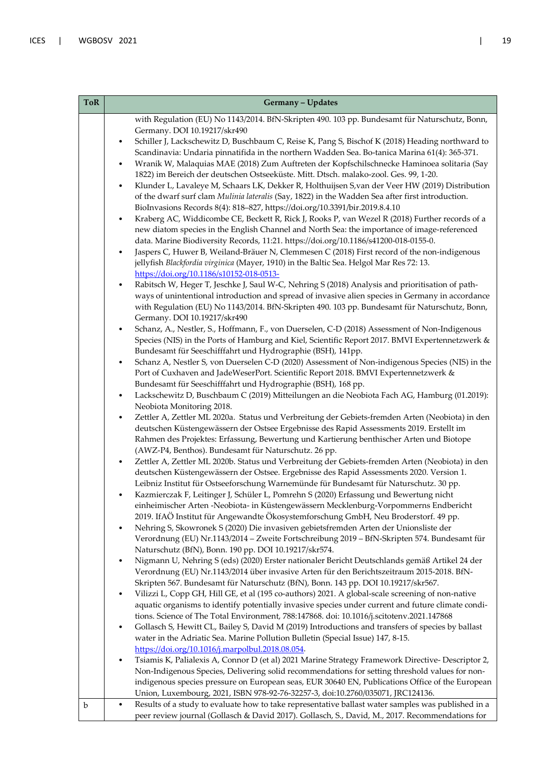| ToR | Germany – Updates |
|---|---|
| | with Regulation (EU) No 1143/2014. BfN-Skripten 490. 103 pp. Bundesamt für Naturschutz, Bonn, Germany. DOI 10.19217/skr490<br>• Schiller J, Lackschewitz D, Buschbaum C, Reise K, Pang S, Bischof K (2018) Heading northward to Scandinavia: Undaria pinnatifida in the northern Wadden Sea. Bo-tanica Marina 61(4): 365-371.<br>• Wranik W, Malaquias MAE (2018) Zum Auftreten der Kopfschilschnecke Haminoea solitaria (Say 1822) im Bereich der deutschen Ostseeküste. Mitt. Dtsch. malako-zool. Ges. 99, 1-20.<br>• Klunder L, Lavaleye M, Schaars LK, Dekker R, Holthuijsen S,van der Veer HW (2019) Distribution of the dwarf surf clam *Mulinia lateralis* (Say, 1822) in the Wadden Sea after first introduction. BioInvasions Records 8(4): 818–827, https://doi.org/10.3391/bir.2019.8.4.10<br>• Kraberg AC, Widdicombe CE, Beckett R, Rick J, Rooks P, van Wezel R (2018) Further records of a new diatom species in the English Channel and North Sea: the importance of image-referenced data. Marine Biodiversity Records, 11:21. https://doi.org/10.1186/s41200-018-0155-0.<br>• Jaspers C, Huwer B, Weiland-Bräuer N, Clemmesen C (2018) First record of the non-indigenous jellyfish *Blackfordia virginica* (Mayer, 1910) in the Baltic Sea. Helgol Mar Res 72: 13. https://doi.org/10.1186/s10152-018-0513-<br>• Rabitsch W, Heger T, Jeschke J, Saul W-C, Nehring S (2018) Analysis and prioritisation of path-ways of unintentional introduction and spread of invasive alien species in Germany in accordance with Regulation (EU) No 1143/2014. BfN-Skripten 490. 103 pp. Bundesamt für Naturschutz, Bonn, Germany. DOI 10.19217/skr490<br>• Schanz, A., Nestler, S., Hoffmann, F., von Duerselen, C-D (2018) Assessment of Non-Indigenous Species (NIS) in the Ports of Hamburg and Kiel, Scientific Report 2017. BMVI Expertennetzwerk & Bundesamt für Seeschifffahrt und Hydrographie (BSH), 141pp.<br>• Schanz A, Nestler S, von Duerselen C-D (2020) Assessment of Non-indigenous Species (NIS) in the Port of Cuxhaven and JadeWeserPort. Scientific Report 2018. BMVI Expertennetzwerk & Bundesamt für Seeschifffahrt und Hydrographie (BSH), 168 pp.<br>• Lackschewitz D, Buschbaum C (2019) Mitteilungen an die Neobiota Fach AG, Hamburg (01.2019): Neobiota Monitoring 2018.<br>• Zettler A, Zettler ML 2020a. Status und Verbreitung der Gebiets-fremden Arten (Neobiota) in den deutschen Küstengewässern der Ostsee Ergebnisse des Rapid Assessments 2019. Erstellt im Rahmen des Projektes: Erfassung, Bewertung und Kartierung benthischer Arten und Biotope (AWZ-P4, Benthos). Bundesamt für Naturschutz. 26 pp.<br>• Zettler A, Zettler ML 2020b. Status und Verbreitung der Gebiets-fremden Arten (Neobiota) in den deutschen Küstengewässern der Ostsee. Ergebnisse des Rapid Assessments 2020. Version 1. Leibniz Institut für Ostseeforschung Warnemünde für Bundesamt für Naturschutz. 30 pp.<br>• Kazmierczak F, Leitinger J, Schüler L, Pomrehn S (2020) Erfassung und Bewertung nicht einheimischer Arten -Neobiota- in Küstengewässern Mecklenburg-Vorpommerns Endbericht 2019. IfAÖ Institut für Angewandte Ökosystemforschung GmbH, Neu Broderstorf. 49 pp.<br>• Nehring S, Skowronek S (2020) Die invasiven gebietsfremden Arten der Unionsliste der Verordnung (EU) Nr.1143/2014 – Zweite Fortschreibung 2019 – BfN-Skripten 574. Bundesamt für Naturschutz (BfN), Bonn. 190 pp. DOI 10.19217/skr574.<br>• Nigmann U, Nehring S (eds) (2020) Erster nationaler Bericht Deutschlands gemäß Artikel 24 der Verordnung (EU) Nr.1143/2014 über invasive Arten für den Berichtszeitraum 2015-2018. BfN-Skripten 567. Bundesamt für Naturschutz (BfN), Bonn. 143 pp. DOI 10.19217/skr567.<br>• Vilizzi L, Copp GH, Hill GE, et al (195 co-authors) 2021. A global-scale screening of non-native aquatic organisms to identify potentially invasive species under current and future climate condi-tions. Science of The Total Environment, 788:147868. doi: 10.1016/j.scitotenv.2021.147868<br>• Gollasch S, Hewitt CL, Bailey S, David M (2019) Introductions and transfers of species by ballast water in the Adriatic Sea. Marine Pollution Bulletin (Special Issue) 147, 8-15. https://doi.org/10.1016/j.marpolbul.2018.08.054.<br>• Tsiamis K, Palialexis A, Connor D (et al) 2021 Marine Strategy Framework Directive- Descriptor 2, Non-Indigenous Species, Delivering solid recommendations for setting threshold values for non-indigenous species pressure on European seas, EUR 30640 EN, Publications Office of the European Union, Luxembourg, 2021, ISBN 978-92-76-32257-3, doi:10.2760/035071, JRC124136. |
| b | • Results of a study to evaluate how to take representative ballast water samples was published in a peer review journal (Gollasch & David 2017). Gollasch, S., David, M., 2017. Recommendations for |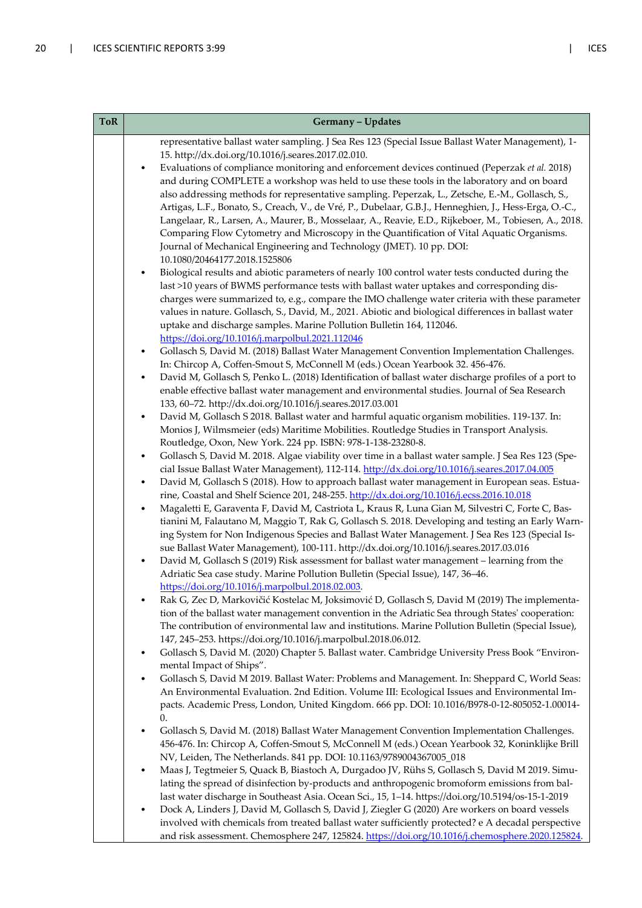| ToR | Germany – Updates |
|---|---|
| | representative ballast water sampling. J Sea Res 123 (Special Issue Ballast Water Management), 1-15. http://dx.doi.org/10.1016/j.seares.2017.02.010.<br>• Evaluations of compliance monitoring and enforcement devices continued (Peperzak *et al.* 2018) and during COMPLETE a workshop was held to use these tools in the laboratory and on board also addressing methods for representative sampling. Peperzak, L., Zetsche, E.-M., Gollasch, S., Artigas, L.F., Bonato, S., Creach, V., de Vré, P., Dubelaar, G.B.J., Henneghien, J., Hess-Erga, O.-C., Langelaar, R., Larsen, A., Maurer, B., Mosselaar, A., Reavie, E.D., Rijkeboer, M., Tobiesen, A., 2018. Comparing Flow Cytometry and Microscopy in the Quantification of Vital Aquatic Organisms. Journal of Mechanical Engineering and Technology (JMET). 10 pp. DOI: 10.1080/20464177.2018.1525806<br>• Biological results and abiotic parameters of nearly 100 control water tests conducted during the last >10 years of BWMS performance tests with ballast water uptakes and corresponding discharges were summarized to, e.g., compare the IMO challenge water criteria with these parameter values in nature. Gollasch, S., David, M., 2021. Abiotic and biological differences in ballast water uptake and discharge samples. Marine Pollution Bulletin 164, 112046. https://doi.org/10.1016/j.marpolbul.2021.112046<br>• Gollasch S, David M. (2018) Ballast Water Management Convention Implementation Challenges. In: Chircop A, Coffen-Smout S, McConnell M (eds.) Ocean Yearbook 32. 456-476.<br>• David M, Gollasch S, Penko L. (2018) Identification of ballast water discharge profiles of a port to enable effective ballast water management and environmental studies. Journal of Sea Research 133, 60–72. http://dx.doi.org/10.1016/j.seares.2017.03.001<br>• David M, Gollasch S 2018. Ballast water and harmful aquatic organism mobilities. 119-137. In: Monios J, Wilmsmeier (eds) Maritime Mobilities. Routledge Studies in Transport Analysis. Routledge, Oxon, New York. 224 pp. ISBN: 978-1-138-23280-8.<br>• Gollasch S, David M. 2018. Algae viability over time in a ballast water sample. J Sea Res 123 (Special Issue Ballast Water Management), 112-114. http://dx.doi.org/10.1016/j.seares.2017.04.005<br>• David M, Gollasch S (2018). How to approach ballast water management in European seas. Estuarine, Coastal and Shelf Science 201, 248-255. http://dx.doi.org/10.1016/j.ecss.2016.10.018<br>• Magaletti E, Garaventa F, David M, Castriota L, Kraus R, Luna Gian M, Silvestri C, Forte C, Bastianini M, Falautano M, Maggio T, Rak G, Gollasch S. 2018. Developing and testing an Early Warning System for Non Indigenous Species and Ballast Water Management. J Sea Res 123 (Special Issue Ballast Water Management), 100-111. http://dx.doi.org/10.1016/j.seares.2017.03.016<br>• David M, Gollasch S (2019) Risk assessment for ballast water management – learning from the Adriatic Sea case study. Marine Pollution Bulletin (Special Issue), 147, 36–46. https://doi.org/10.1016/j.marpolbul.2018.02.003.<br>• Rak G, Zec D, Markovičić Kostelac M, Joksimović D, Gollasch S, David M (2019) The implementation of the ballast water management convention in the Adriatic Sea through States' cooperation: The contribution of environmental law and institutions. Marine Pollution Bulletin (Special Issue), 147, 245–253. https://doi.org/10.1016/j.marpolbul.2018.06.012.<br>• Gollasch S, David M. (2020) Chapter 5. Ballast water. Cambridge University Press Book "Environmental Impact of Ships".<br>• Gollasch S, David M 2019. Ballast Water: Problems and Management. In: Sheppard C, World Seas: An Environmental Evaluation. 2nd Edition. Volume III: Ecological Issues and Environmental Impacts. Academic Press, London, United Kingdom. 666 pp. DOI: 10.1016/B978-0-12-805052-1.00014-0.<br>• Gollasch S, David M. (2018) Ballast Water Management Convention Implementation Challenges. 456-476. In: Chircop A, Coffen-Smout S, McConnell M (eds.) Ocean Yearbook 32, Koninklijke Brill NV, Leiden, The Netherlands. 841 pp. DOI: 10.1163/9789004367005_018<br>• Maas J, Tegtmeier S, Quack B, Biastoch A, Durgadoo JV, Rühs S, Gollasch S, David M 2019. Simulating the spread of disinfection by-products and anthropogenic bromoform emissions from ballast water discharge in Southeast Asia. Ocean Sci., 15, 1–14. https://doi.org/10.5194/os-15-1-2019<br>• Dock A, Linders J, David M, Gollasch S, David J, Ziegler G (2020) Are workers on board vessels involved with chemicals from treated ballast water sufficiently protected? e A decadal perspective and risk assessment. Chemosphere 247, 125824. https://doi.org/10.1016/j.chemosphere.2020.125824. |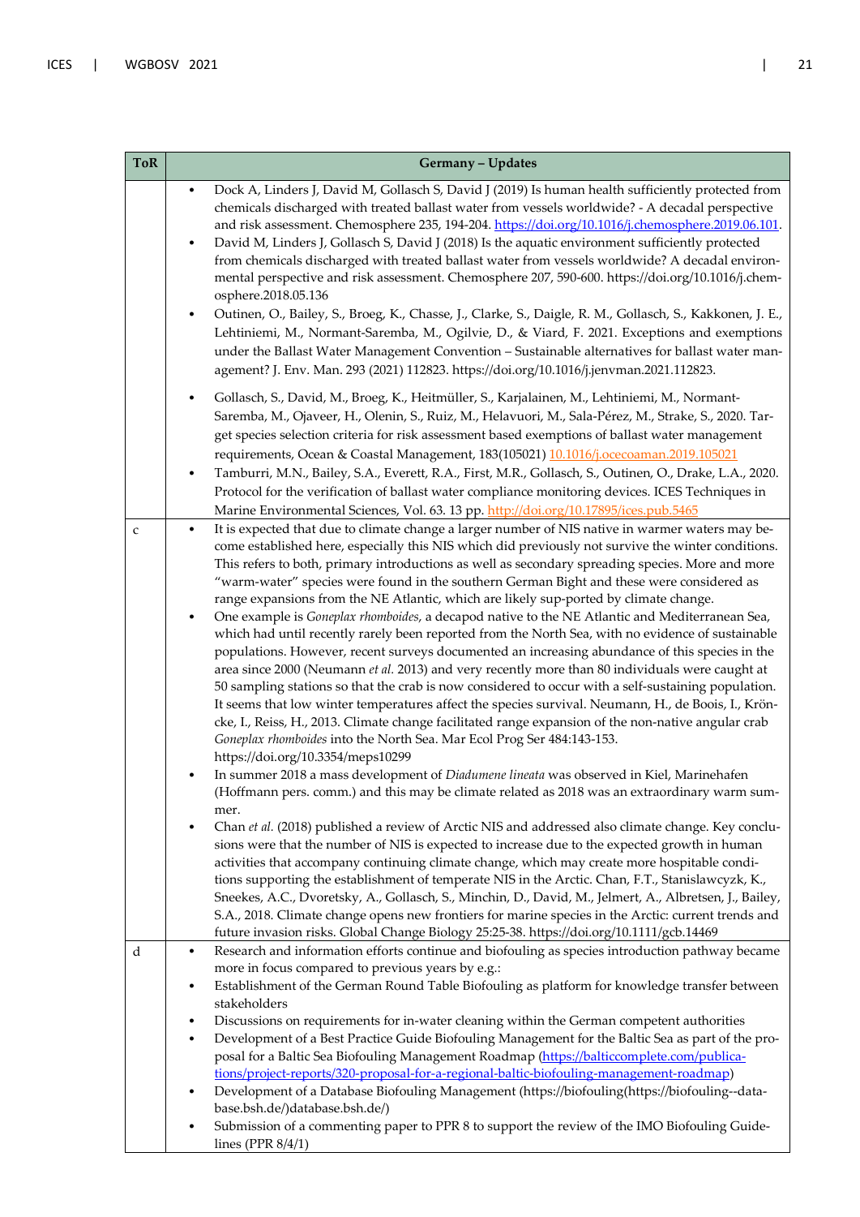| ToR | Germany – Updates |
|---|---|
| | • Dock A, Linders J, David M, Gollasch S, David J (2019) Is human health sufficiently protected from chemicals discharged with treated ballast water from vessels worldwide? - A decadal perspective and risk assessment. Chemosphere 235, 194-204. https://doi.org/10.1016/j.chemosphere.2019.06.101.<br>• David M, Linders J, Gollasch S, David J (2018) Is the aquatic environment sufficiently protected from chemicals discharged with treated ballast water from vessels worldwide? A decadal environmental perspective and risk assessment. Chemosphere 207, 590-600. https://doi.org/10.1016/j.chemosphere.2018.05.136<br>• Outinen, O., Bailey, S., Broeg, K., Chasse, J., Clarke, S., Daigle, R. M., Gollasch, S., Kakkonen, J. E., Lehtiniemi, M., Normant-Saremba, M., Ogilvie, D., & Viard, F. 2021. Exceptions and exemptions under the Ballast Water Management Convention – Sustainable alternatives for ballast water management? J. Env. Man. 293 (2021) 112823. https://doi.org/10.1016/j.jenvman.2021.112823.<br>• Gollasch, S., David, M., Broeg, K., Heitmüller, S., Karjalainen, M., Lehtiniemi, M., Normant-Saremba, M., Ojaveer, H., Olenin, S., Ruiz, M., Helavuori, M., Sala-Pérez, M., Strake, S., 2020. Target species selection criteria for risk assessment based exemptions of ballast water management requirements, Ocean & Coastal Management, 183(105021) 10.1016/j.ocecoaman.2019.105021<br>• Tamburri, M.N., Bailey, S.A., Everett, R.A., First, M.R., Gollasch, S., Outinen, O., Drake, L.A., 2020. Protocol for the verification of ballast water compliance monitoring devices. ICES Techniques in Marine Environmental Sciences, Vol. 63. 13 pp. http://doi.org/10.17895/ices.pub.5465 |
| c | • It is expected that due to climate change a larger number of NIS native in warmer waters may become established here, especially this NIS which did previously not survive the winter conditions. This refers to both, primary introductions as well as secondary spreading species. More and more "warm-water" species were found in the southern German Bight and these were considered as range expansions from the NE Atlantic, which are likely sup-ported by climate change.<br>• One example is *Goneplax rhomboides*, a decapod native to the NE Atlantic and Mediterranean Sea, which had until recently rarely been reported from the North Sea, with no evidence of sustainable populations. However, recent surveys documented an increasing abundance of this species in the area since 2000 (Neumann *et al.* 2013) and very recently more than 80 individuals were caught at 50 sampling stations so that the crab is now considered to occur with a self-sustaining population. It seems that low winter temperatures affect the species survival. Neumann, H., de Boois, I., Kröncke, I., Reiss, H., 2013. Climate change facilitated range expansion of the non-native angular crab *Goneplax rhomboides* into the North Sea. Mar Ecol Prog Ser 484:143-153. https://doi.org/10.3354/meps10299<br>• In summer 2018 a mass development of *Diadumene lineata* was observed in Kiel, Marinehafen (Hoffmann pers. comm.) and this may be climate related as 2018 was an extraordinary warm summer.<br>• Chan *et al.* (2018) published a review of Arctic NIS and addressed also climate change. Key conclusions were that the number of NIS is expected to increase due to the expected growth in human activities that accompany continuing climate change, which may create more hospitable conditions supporting the establishment of temperate NIS in the Arctic. Chan, F.T., Stanislawczyk, K., Sneekes, A.C., Dvoretsky, A., Gollasch, S., Minchin, D., David, M., Jelmert, A., Albretsen, J., Bailey, S.A., 2018. Climate change opens new frontiers for marine species in the Arctic: current trends and future invasion risks. Global Change Biology 25:25-38. https://doi.org/10.1111/gcb.14469 |
| d | • Research and information efforts continue and biofouling as species introduction pathway became more in focus compared to previous years by e.g.:<br>• Establishment of the German Round Table Biofouling as platform for knowledge transfer between stakeholders<br>• Discussions on requirements for in-water cleaning within the German competent authorities<br>• Development of a Best Practice Guide Biofouling Management for the Baltic Sea as part of the proposal for a Baltic Sea Biofouling Management Roadmap (https://balticcomplete.com/publications/project-reports/320-proposal-for-a-regional-baltic-biofouling-management-roadmap)<br>• Development of a Database Biofouling Management (https://biofouling(https://biofouling--database.bsh.de/)database.bsh.de/)<br>• Submission of a commenting paper to PPR 8 to support the review of the IMO Biofouling Guidelines (PPR 8/4/1) |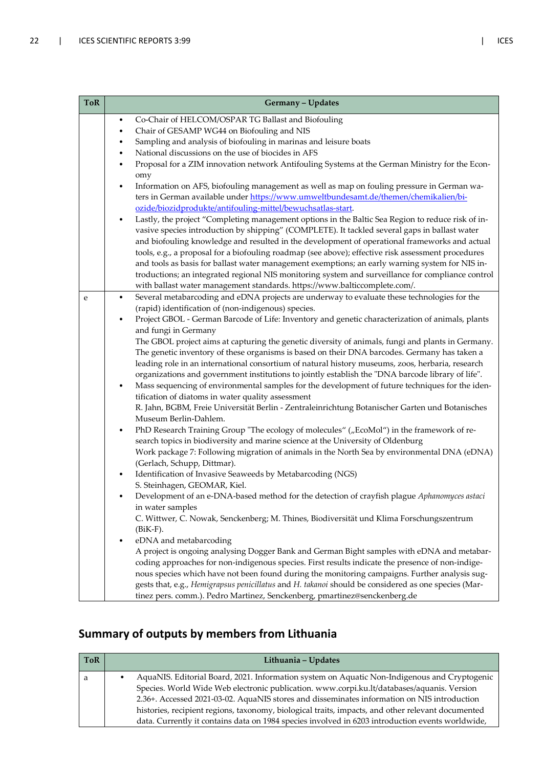| ToR | Germany – Updates |
|---|---|
| | • Co-Chair of HELCOM/OSPAR TG Ballast and Biofouling<br>• Chair of GESAMP WG44 on Biofouling and NIS<br>• Sampling and analysis of biofouling in marinas and leisure boats<br>• National discussions on the use of biocides in AFS<br>• Proposal for a ZIM innovation network Antifouling Systems at the German Ministry for the Economy<br>• Information on AFS, biofouling management as well as map on fouling pressure in German waters in German available under [https://www.umweltbundesamt.de/themen/chemikalien/biozide/biozidprodukte/antifouling-mittel/bewuchsatlas-start](https://www.umweltbundesamt.de/themen/chemikalien/biozide/biozidprodukte/antifouling-mittel/bewuchsatlas-start).<br>• Lastly, the project "Completing management options in the Baltic Sea Region to reduce risk of invasive species introduction by shipping" (COMPLETE). It tackled several gaps in ballast water and biofouling knowledge and resulted in the development of operational frameworks and actual tools, e.g., a proposal for a biofouling roadmap (see above); effective risk assessment procedures and tools as basis for ballast water management exemptions; an early warning system for NIS introductions; an integrated regional NIS monitoring system and surveillance for compliance control with ballast water management standards. https://www.balticcomplete.com/. |
| e | • Several metabarcoding and eDNA projects are underway to evaluate these technologies for the (rapid) identification of (non-indigenous) species.<br>• Project GBOL - German Barcode of Life: Inventory and genetic characterization of animals, plants and fungi in Germany<br>The GBOL project aims at capturing the genetic diversity of animals, fungi and plants in Germany. The genetic inventory of these organisms is based on their DNA barcodes. Germany has taken a leading role in an international consortium of natural history museums, zoos, herbaria, research organizations and government institutions to jointly establish the "DNA barcode library of life".<br>• Mass sequencing of environmental samples for the development of future techniques for the identification of diatoms in water quality assessment<br>R. Jahn, BGBM, Freie Universität Berlin - Zentraleinrichtung Botanischer Garten und Botanisches Museum Berlin-Dahlem.<br>• PhD Research Training Group "The ecology of molecules" („EcoMol") in the framework of research topics in biodiversity and marine science at the University of Oldenburg<br>Work package 7: Following migration of animals in the North Sea by environmental DNA (eDNA) (Gerlach, Schupp, Dittmar).<br>• Identification of Invasive Seaweeds by Metabarcoding (NGS)<br>S. Steinhagen, GEOMAR, Kiel.<br>• Development of an e-DNA-based method for the detection of crayfish plague *Aphanomyces astaci* in water samples<br>C. Wittwer, C. Nowak, Senckenberg; M. Thines, Biodiversität und Klima Forschungszentrum (BiK-F).<br>• eDNA and metabarcoding<br>A project is ongoing analysing Dogger Bank and German Bight samples with eDNA and metabarcoding approaches for non-indigenous species. First results indicate the presence of non-indigenous species which have not been found during the monitoring campaigns. Further analysis suggests that, e.g., *Hemigrapsus penicillatus* and *H. takanoi* should be considered as one species (Martinez pers. comm.). Pedro Martinez, Senckenberg, pmartinez@senckenberg.de |

## Summary of outputs by members from Lithuania

| ToR | Lithuania – Updates |
|---|---|
| a | • AquaNIS. Editorial Board, 2021. Information system on Aquatic Non-Indigenous and Cryptogenic Species. World Wide Web electronic publication. www.corpi.ku.lt/databases/aquanis. Version 2.36+. Accessed 2021-03-02. AquaNIS stores and disseminates information on NIS introduction histories, recipient regions, taxonomy, biological traits, impacts, and other relevant documented data. Currently it contains data on 1984 species involved in 6203 introduction events worldwide, |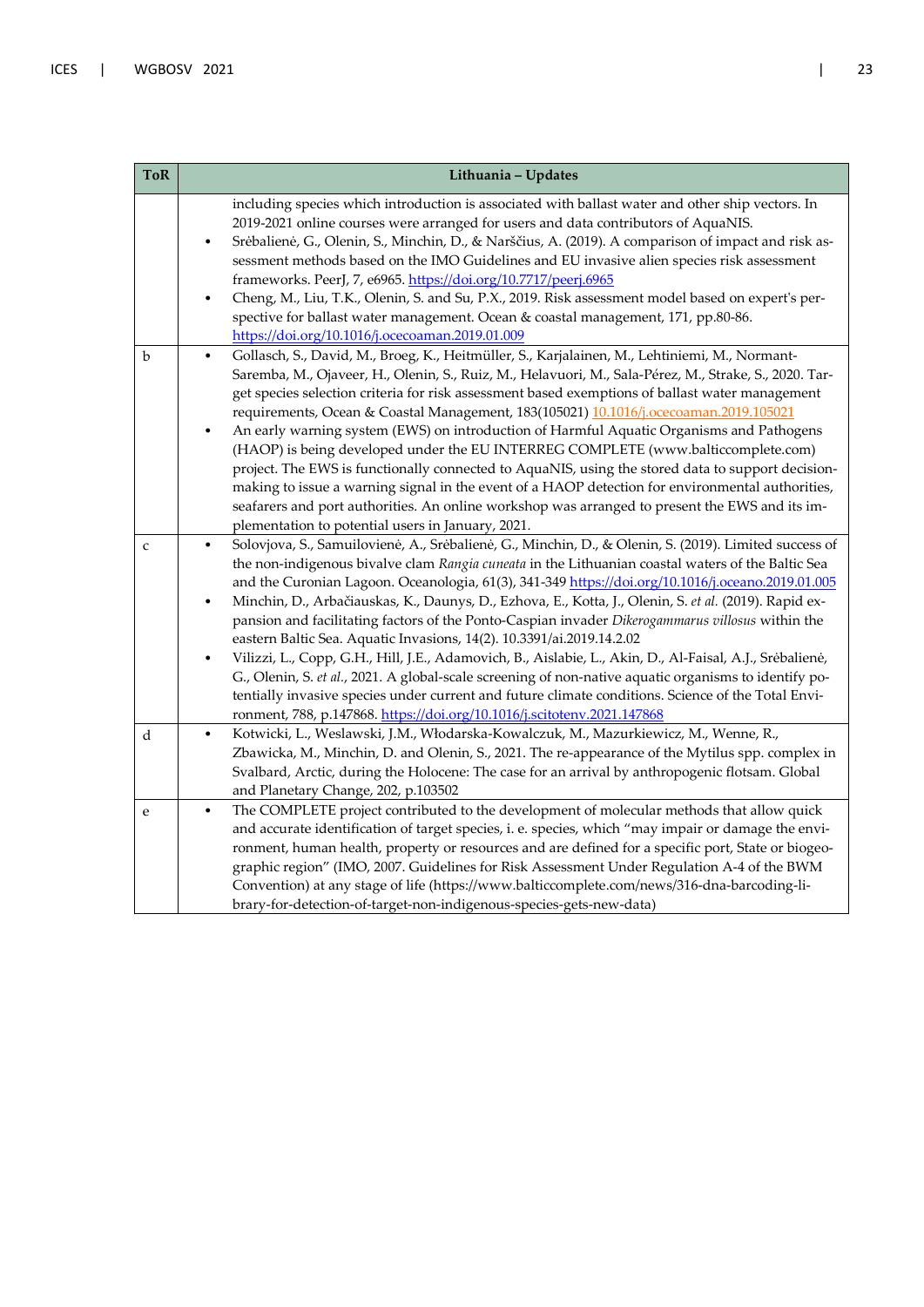| ToR | Lithuania – Updates |
|---|---|
| | including species which introduction is associated with ballast water and other ship vectors. In 2019-2021 online courses were arranged for users and data contributors of AquaNIS.<br>• Srėbalienė, G., Olenin, S., Minchin, D., & Narščius, A. (2019). A comparison of impact and risk assessment methods based on the IMO Guidelines and EU invasive alien species risk assessment frameworks. PeerJ, 7, e6965. https://doi.org/10.7717/peerj.6965<br>• Cheng, M., Liu, T.K., Olenin, S. and Su, P.X., 2019. Risk assessment model based on expert's perspective for ballast water management. Ocean & coastal management, 171, pp.80-86. https://doi.org/10.1016/j.ocecoaman.2019.01.009 |
| b | • Gollasch, S., David, M., Broeg, K., Heitmüller, S., Karjalainen, M., Lehtiniemi, M., Normant-Saremba, M., Ojaveer, H., Olenin, S., Ruiz, M., Helavuori, M., Sala-Pérez, M., Strake, S., 2020. Target species selection criteria for risk assessment based exemptions of ballast water management requirements, Ocean & Coastal Management, 183(105021) 10.1016/j.ocecoaman.2019.105021<br>• An early warning system (EWS) on introduction of Harmful Aquatic Organisms and Pathogens (HAOP) is being developed under the EU INTERREG COMPLETE (www.balticcomplete.com) project. The EWS is functionally connected to AquaNIS, using the stored data to support decision-making to issue a warning signal in the event of a HAOP detection for environmental authorities, seafarers and port authorities. An online workshop was arranged to present the EWS and its implementation to potential users in January, 2021. |
| c | • Solovjova, S., Samuilovienė, A., Srėbalienė, G., Minchin, D., & Olenin, S. (2019). Limited success of the non-indigenous bivalve clam *Rangia cuneata* in the Lithuanian coastal waters of the Baltic Sea and the Curonian Lagoon. Oceanologia, 61(3), 341-349 https://doi.org/10.1016/j.oceano.2019.01.005<br>• Minchin, D., Arbačiauskas, K., Daunys, D., Ezhova, E., Kotta, J., Olenin, S. *et al.* (2019). Rapid expansion and facilitating factors of the Ponto-Caspian invader *Dikerogammarus villosus* within the eastern Baltic Sea. Aquatic Invasions, 14(2). 10.3391/ai.2019.14.2.02<br>• Vilizzi, L., Copp, G.H., Hill, J.E., Adamovich, B., Aislabie, L., Akin, D., Al-Faisal, A.J., Srėbalienė, G., Olenin, S. *et al.*, 2021. A global-scale screening of non-native aquatic organisms to identify potentially invasive species under current and future climate conditions. Science of the Total Environment, 788, p.147868. https://doi.org/10.1016/j.scitotenv.2021.147868 |
| d | • Kotwicki, L., Weslawski, J.M., Włodarska-Kowalczuk, M., Mazurkiewicz, M., Wenne, R., Zbawicka, M., Minchin, D. and Olenin, S., 2021. The re-appearance of the Mytilus spp. complex in Svalbard, Arctic, during the Holocene: The case for an arrival by anthropogenic flotsam. Global and Planetary Change, 202, p.103502 |
| e | • The COMPLETE project contributed to the development of molecular methods that allow quick and accurate identification of target species, i. e. species, which "may impair or damage the environment, human health, property or resources and are defined for a specific port, State or biogeographic region" (IMO, 2007. Guidelines for Risk Assessment Under Regulation A-4 of the BWM Convention) at any stage of life (https://www.balticcomplete.com/news/316-dna-barcoding-library-for-detection-of-target-non-indigenous-species-gets-new-data) |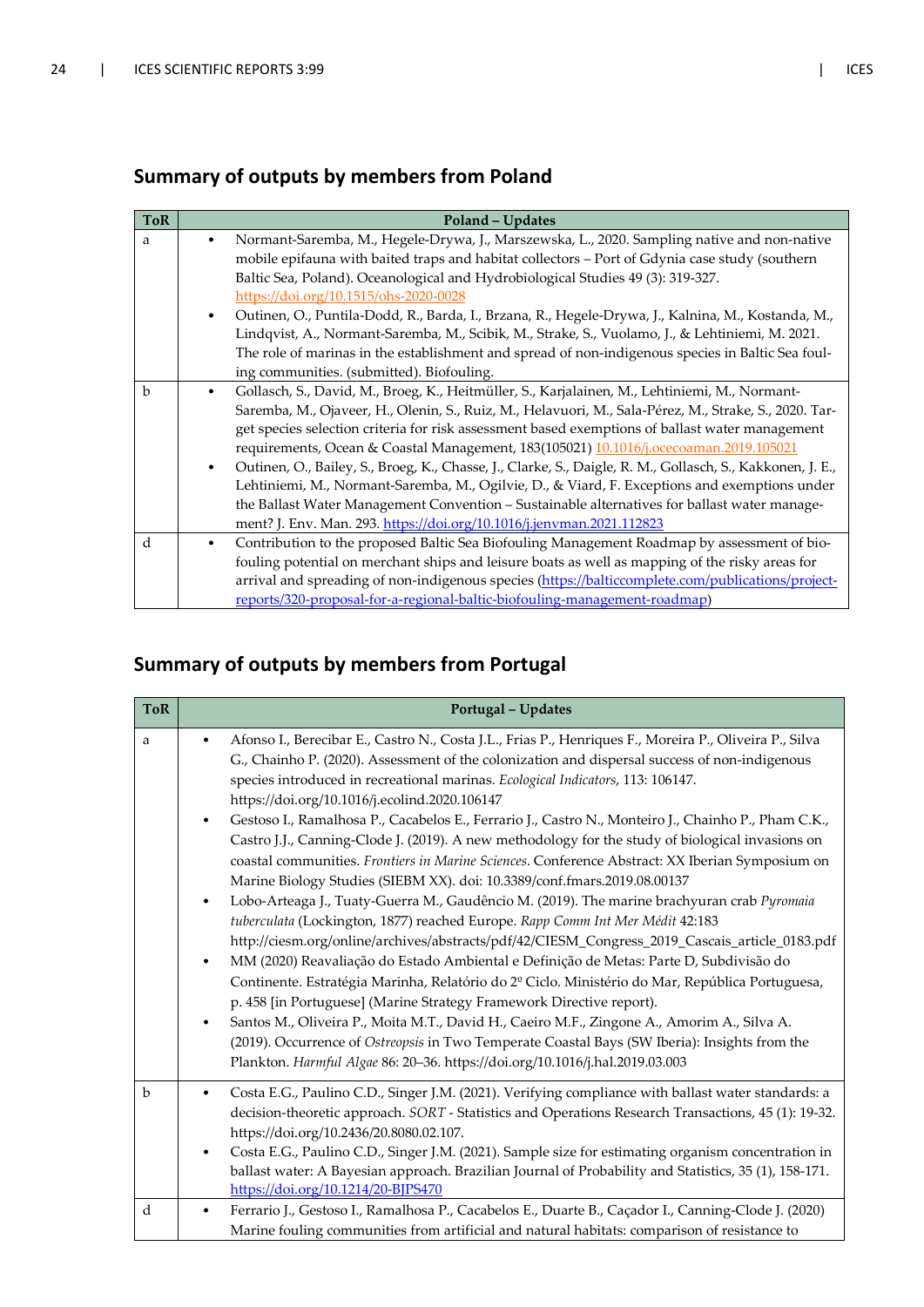## Summary of outputs by members from Poland

| ToR | Poland – Updates |
|---|---|
| a | • Normant-Saremba, M., Hegele-Drywa, J., Marszewska, L., 2020. Sampling native and non-native mobile epifauna with baited traps and habitat collectors – Port of Gdynia case study (southern Baltic Sea, Poland). Oceanological and Hydrobiological Studies 49 (3): 319-327. https://doi.org/10.1515/ohs-2020-0028<br>• Outinen, O., Puntila-Dodd, R., Barda, I., Brzana, R., Hegele-Drywa, J., Kalnina, M., Kostanda, M., Lindqvist, A., Normant-Saremba, M., Scibik, M., Strake, S., Vuolamo, J., & Lehtiniemi, M. 2021. The role of marinas in the establishment and spread of non-indigenous species in Baltic Sea fouling communities. (submitted). Biofouling. |
| b | • Gollasch, S., David, M., Broeg, K., Heitmüller, S., Karjalainen, M., Lehtiniemi, M., Normant-Saremba, M., Ojaveer, H., Olenin, S., Ruiz, M., Helavuori, M., Sala-Pérez, M., Strake, S., 2020. Target species selection criteria for risk assessment based exemptions of ballast water management requirements, Ocean & Coastal Management, 183(105021) 10.1016/j.ocecoaman.2019.105021<br>• Outinen, O., Bailey, S., Broeg, K., Chasse, J., Clarke, S., Daigle, R. M., Gollasch, S., Kakkonen, J. E., Lehtiniemi, M., Normant-Saremba, M., Ogilvie, D., & Viard, F. Exceptions and exemptions under the Ballast Water Management Convention – Sustainable alternatives for ballast water management? J. Env. Man. 293. https://doi.org/10.1016/j.jenvman.2021.112823 |
| d | • Contribution to the proposed Baltic Sea Biofouling Management Roadmap by assessment of biofouling potential on merchant ships and leisure boats as well as mapping of the risky areas for arrival and spreading of non-indigenous species (https://balticcomplete.com/publications/project-reports/320-proposal-for-a-regional-baltic-biofouling-management-roadmap) |

## Summary of outputs by members from Portugal

| ToR | Portugal – Updates |
|---|---|
| a | • Afonso I., Berecibar E., Castro N., Costa J.L., Frias P., Henriques F., Moreira P., Oliveira P., Silva G., Chainho P. (2020). Assessment of the colonization and dispersal success of non-indigenous species introduced in recreational marinas. *Ecological Indicators*, 113: 106147. https://doi.org/10.1016/j.ecolind.2020.106147<br>• Gestoso I., Ramalhosa P., Cacabelos E., Ferrario J., Castro N., Monteiro J., Chainho P., Pham C.K., Castro J.J., Canning-Clode J. (2019). A new methodology for the study of biological invasions on coastal communities. *Frontiers in Marine Sciences*. Conference Abstract: XX Iberian Symposium on Marine Biology Studies (SIEBM XX). doi: 10.3389/conf.fmars.2019.08.00137<br>• Lobo-Arteaga J., Tuaty-Guerra M., Gaudêncio M. (2019). The marine brachyuran crab *Pyromaia tuberculata* (Lockington, 1877) reached Europe. *Rapp Comm Int Mer Médit* 42:183 http://ciesm.org/online/archives/abstracts/pdf/42/CIESM_Congress_2019_Cascais_article_0183.pdf<br>• MM (2020) Reavaliação do Estado Ambiental e Definição de Metas: Parte D, Subdivisão do Continente. Estratégia Marinha, Relatório do 2º Ciclo. Ministério do Mar, República Portuguesa, p. 458 [in Portuguese] (Marine Strategy Framework Directive report).<br>• Santos M., Oliveira P., Moita M.T., David H., Caeiro M.F., Zingone A., Amorim A., Silva A. (2019). Occurrence of *Ostreopsis* in Two Temperate Coastal Bays (SW Iberia): Insights from the Plankton. *Harmful Algae* 86: 20–36. https://doi.org/10.1016/j.hal.2019.03.003 |
| b | • Costa E.G., Paulino C.D., Singer J.M. (2021). Verifying compliance with ballast water standards: a decision-theoretic approach. *SORT* - Statistics and Operations Research Transactions, 45 (1): 19-32. https://doi.org/10.2436/20.8080.02.107.<br>• Costa E.G., Paulino C.D., Singer J.M. (2021). Sample size for estimating organism concentration in ballast water: A Bayesian approach. Brazilian Journal of Probability and Statistics, 35 (1), 158-171. https://doi.org/10.1214/20-BJPS470 |
| d | • Ferrario J., Gestoso I., Ramalhosa P., Cacabelos E., Duarte B., Caçador I., Canning-Clode J. (2020) Marine fouling communities from artificial and natural habitats: comparison of resistance to |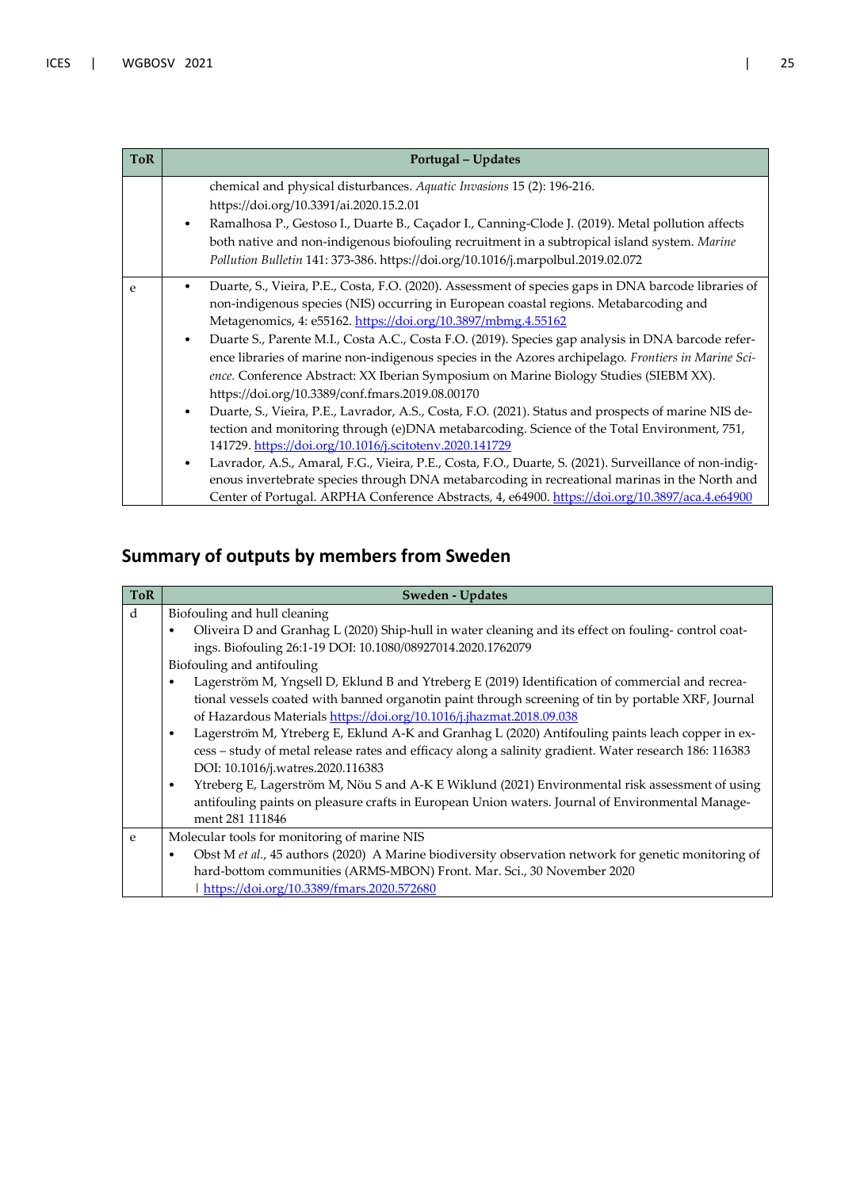| ToR | Portugal – Updates |
| --- | --- |
| | chemical and physical disturbances. *Aquatic Invasions* 15 (2): 196-216. https://doi.org/10.3391/ai.2020.15.2.01<br>• Ramalhosa P., Gestoso I., Duarte B., Caçador I., Canning-Clode J. (2019). Metal pollution affects both native and non-indigenous biofouling recruitment in a subtropical island system. *Marine Pollution Bulletin* 141: 373-386. https://doi.org/10.1016/j.marpolbul.2019.02.072 |
| e | • Duarte, S., Vieira, P.E., Costa, F.O. (2020). Assessment of species gaps in DNA barcode libraries of non-indigenous species (NIS) occurring in European coastal regions. Metabarcoding and Metagenomics, 4: e55162. https://doi.org/10.3897/mbmg.4.55162<br>• Duarte S., Parente M.I., Costa A.C., Costa F.O. (2019). Species gap analysis in DNA barcode reference libraries of marine non-indigenous species in the Azores archipelago. *Frontiers in Marine Science*. Conference Abstract: XX Iberian Symposium on Marine Biology Studies (SIEBM XX). https://doi.org/10.3389/conf.fmars.2019.08.00170<br>• Duarte, S., Vieira, P.E., Lavrador, A.S., Costa, F.O. (2021). Status and prospects of marine NIS detection and monitoring through (e)DNA metabarcoding. Science of the Total Environment, 751, 141729. https://doi.org/10.1016/j.scitotenv.2020.141729<br>• Lavrador, A.S., Amaral, F.G., Vieira, P.E., Costa, F.O., Duarte, S. (2021). Surveillance of non-indigenous invertebrate species through DNA metabarcoding in recreational marinas in the North and Center of Portugal. ARPHA Conference Abstracts, 4, e64900. https://doi.org/10.3897/aca.4.e64900 |

## Summary of outputs by members from Sweden

| ToR | Sweden - Updates |
| --- | --- |
| d | Biofouling and hull cleaning<br>• Oliveira D and Granhag L (2020) Ship-hull in water cleaning and its effect on fouling- control coatings. Biofouling 26:1-19 DOI: 10.1080/08927014.2020.1762079<br>Biofouling and antifouling<br>• Lagerström M, Yngsell D, Eklund B and Ytreberg E (2019) Identification of commercial and recreational vessels coated with banned organotin paint through screening of tin by portable XRF, Journal of Hazardous Materials https://doi.org/10.1016/j.jhazmat.2018.09.038<br>• Lagerström M, Ytreberg E, Eklund A-K and Granhag L (2020) Antifouling paints leach copper in excess – study of metal release rates and efficacy along a salinity gradient. Water research 186: 116383 DOI: 10.1016/j.watres.2020.116383<br>• Ytreberg E, Lagerström M, Nöu S and A-K E Wiklund (2021) Environmental risk assessment of using antifouling paints on pleasure crafts in European Union waters. Journal of Environmental Management 281 111846 |
| e | Molecular tools for monitoring of marine NIS<br>• Obst M *et al.*, 45 authors (2020) A Marine biodiversity observation network for genetic monitoring of hard-bottom communities (ARMS-MBON) Front. Mar. Sci., 30 November 2020 \| https://doi.org/10.3389/fmars.2020.572680 |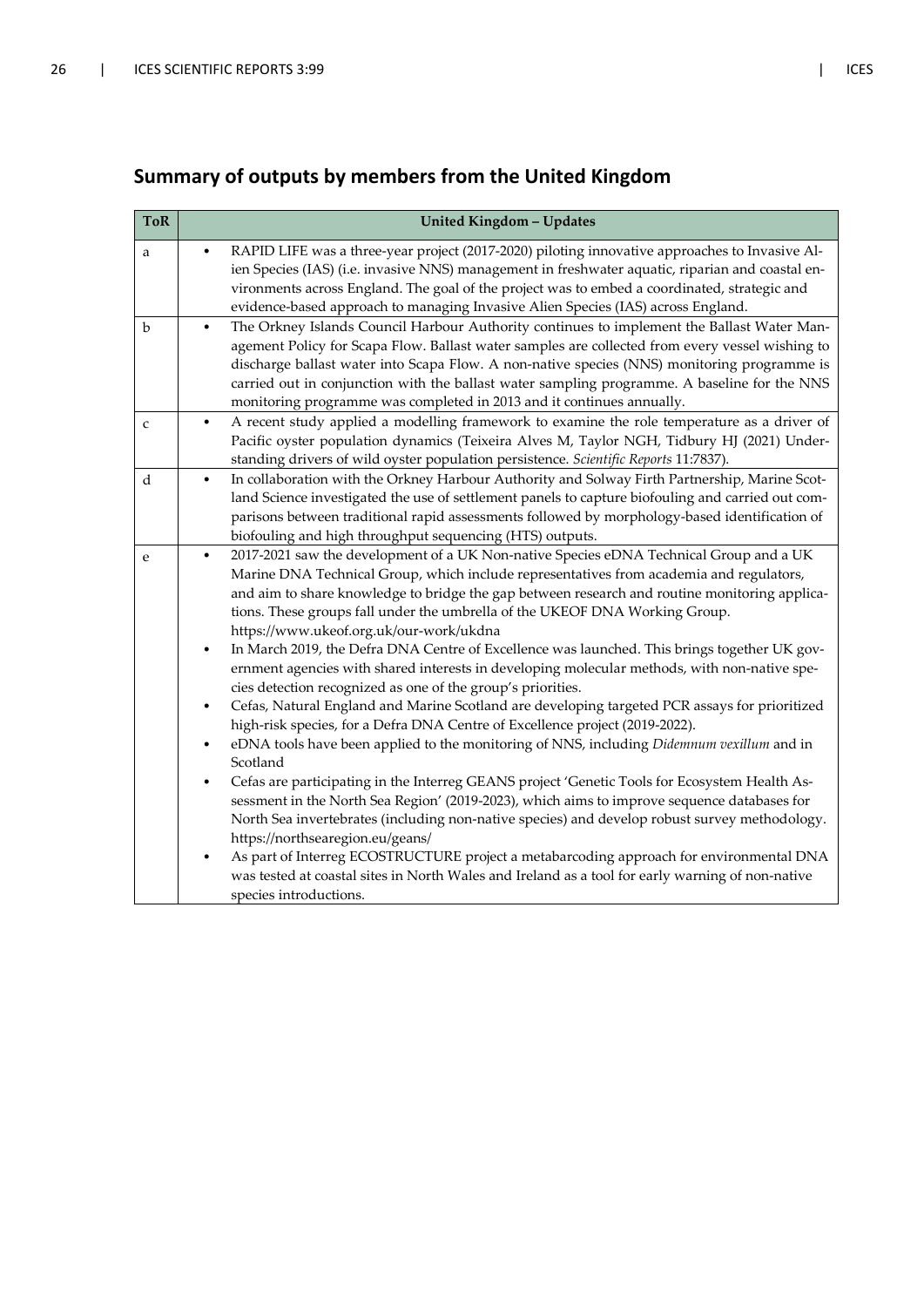## Summary of outputs by members from the United Kingdom

| ToR | United Kingdom – Updates |
|---|---|
| a | • RAPID LIFE was a three-year project (2017-2020) piloting innovative approaches to Invasive Alien Species (IAS) (i.e. invasive NNS) management in freshwater aquatic, riparian and coastal environments across England. The goal of the project was to embed a coordinated, strategic and evidence-based approach to managing Invasive Alien Species (IAS) across England. |
| b | • The Orkney Islands Council Harbour Authority continues to implement the Ballast Water Management Policy for Scapa Flow. Ballast water samples are collected from every vessel wishing to discharge ballast water into Scapa Flow. A non-native species (NNS) monitoring programme is carried out in conjunction with the ballast water sampling programme. A baseline for the NNS monitoring programme was completed in 2013 and it continues annually. |
| c | • A recent study applied a modelling framework to examine the role temperature as a driver of Pacific oyster population dynamics (Teixeira Alves M, Taylor NGH, Tidbury HJ (2021) Understanding drivers of wild oyster population persistence. *Scientific Reports* 11:7837). |
| d | • In collaboration with the Orkney Harbour Authority and Solway Firth Partnership, Marine Scotland Science investigated the use of settlement panels to capture biofouling and carried out comparisons between traditional rapid assessments followed by morphology-based identification of biofouling and high throughput sequencing (HTS) outputs. |
| e | • 2017-2021 saw the development of a UK Non-native Species eDNA Technical Group and a UK Marine DNA Technical Group, which include representatives from academia and regulators, and aim to share knowledge to bridge the gap between research and routine monitoring applications. These groups fall under the umbrella of the UKEOF DNA Working Group. https://www.ukeof.org.uk/our-work/ukdna<br>• In March 2019, the Defra DNA Centre of Excellence was launched. This brings together UK government agencies with shared interests in developing molecular methods, with non-native species detection recognized as one of the group's priorities.<br>• Cefas, Natural England and Marine Scotland are developing targeted PCR assays for prioritized high-risk species, for a Defra DNA Centre of Excellence project (2019-2022).<br>• eDNA tools have been applied to the monitoring of NNS, including *Didemnum vexillum* and in Scotland<br>• Cefas are participating in the Interreg GEANS project 'Genetic Tools for Ecosystem Health Assessment in the North Sea Region' (2019-2023), which aims to improve sequence databases for North Sea invertebrates (including non-native species) and develop robust survey methodology. https://northsearegion.eu/geans/<br>• As part of Interreg ECOSTRUCTURE project a metabarcoding approach for environmental DNA was tested at coastal sites in North Wales and Ireland as a tool for early warning of non-native species introductions. |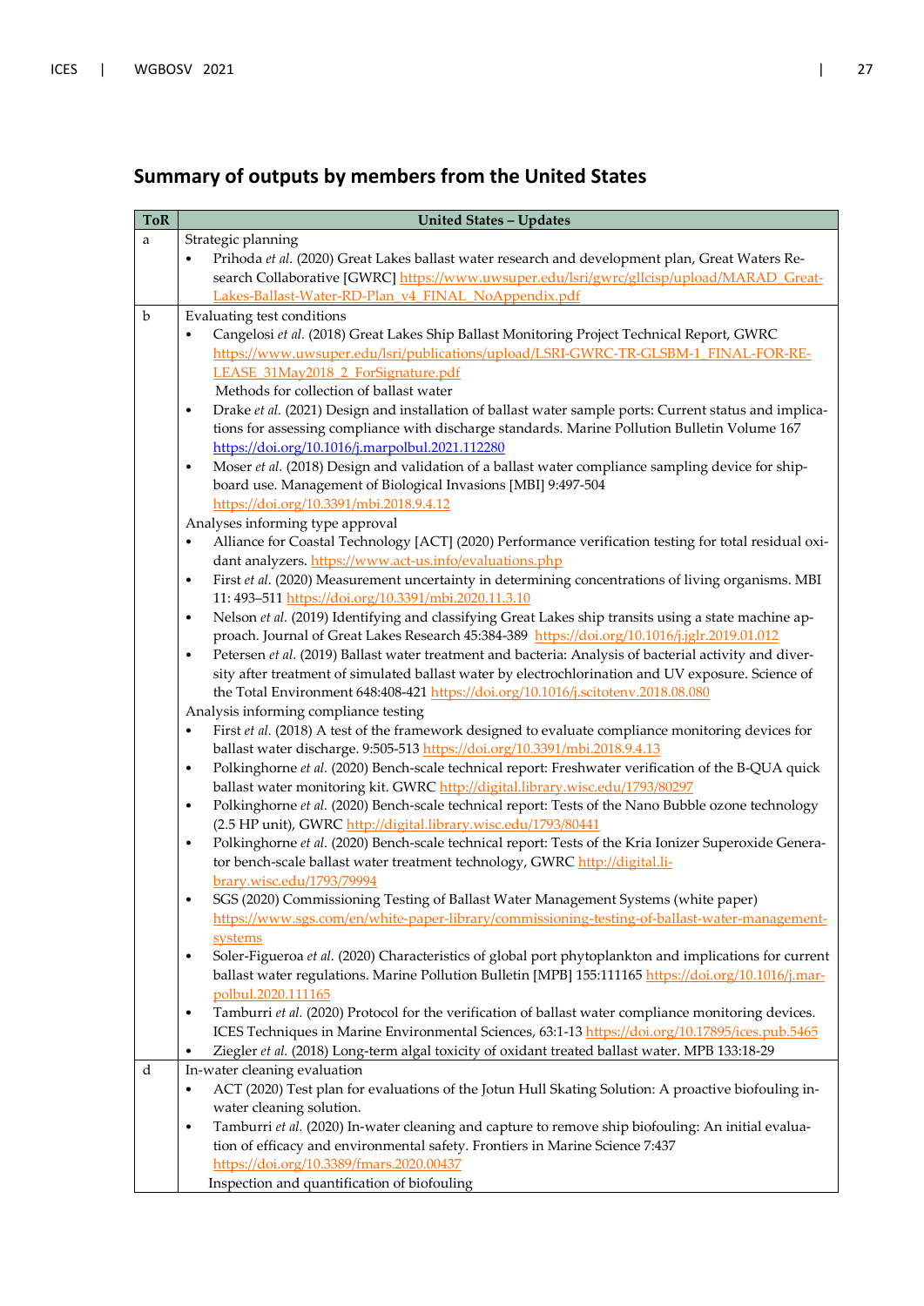## Summary of outputs by members from the United States

| ToR | United States – Updates |
|---|---|
| a | Strategic planning<br>• Prihoda *et al.* (2020) Great Lakes ballast water research and development plan, Great Waters Research Collaborative [GWRC] https://www.uwsuper.edu/lsri/gwrc/gllcisp/upload/MARAD_Great-Lakes-Ballast-Water-RD-Plan_v4_FINAL_NoAppendix.pdf |
| b | Evaluating test conditions<br>• Cangelosi *et al.* (2018) Great Lakes Ship Ballast Monitoring Project Technical Report, GWRC https://www.uwsuper.edu/lsri/publications/upload/LSRI-GWRC-TR-GLSBM-1_FINAL-FOR-RELEASE_31May2018_2_ForSignature.pdf<br>Methods for collection of ballast water<br>• Drake *et al.* (2021) Design and installation of ballast water sample ports: Current status and implications for assessing compliance with discharge standards. Marine Pollution Bulletin Volume 167 https://doi.org/10.1016/j.marpolbul.2021.112280<br>• Moser *et al.* (2018) Design and validation of a ballast water compliance sampling device for shipboard use. Management of Biological Invasions [MBI] 9:497-504 https://doi.org/10.3391/mbi.2018.9.4.12<br>Analyses informing type approval<br>• Alliance for Coastal Technology [ACT] (2020) Performance verification testing for total residual oxidant analyzers. https://www.act-us.info/evaluations.php<br>• First *et al.* (2020) Measurement uncertainty in determining concentrations of living organisms. MBI 11: 493–511 https://doi.org/10.3391/mbi.2020.11.3.10<br>• Nelson *et al.* (2019) Identifying and classifying Great Lakes ship transits using a state machine approach. Journal of Great Lakes Research 45:384-389 https://doi.org/10.1016/j.jglr.2019.01.012<br>• Petersen *et al.* (2019) Ballast water treatment and bacteria: Analysis of bacterial activity and diversity after treatment of simulated ballast water by electrochlorination and UV exposure. Science of the Total Environment 648:408-421 https://doi.org/10.1016/j.scitotenv.2018.08.080<br>Analysis informing compliance testing<br>• First *et al.* (2018) A test of the framework designed to evaluate compliance monitoring devices for ballast water discharge. 9:505-513 https://doi.org/10.3391/mbi.2018.9.4.13<br>• Polkinghorne *et al.* (2020) Bench-scale technical report: Freshwater verification of the B-QUA quick ballast water monitoring kit. GWRC http://digital.library.wisc.edu/1793/80297<br>• Polkinghorne *et al.* (2020) Bench-scale technical report: Tests of the Nano Bubble ozone technology (2.5 HP unit), GWRC http://digital.library.wisc.edu/1793/80441<br>• Polkinghorne *et al.* (2020) Bench-scale technical report: Tests of the Kria Ionizer Superoxide Generator bench-scale ballast water treatment technology, GWRC http://digital.library.wisc.edu/1793/79994<br>• SGS (2020) Commissioning Testing of Ballast Water Management Systems (white paper) https://www.sgs.com/en/white-paper-library/commissioning-testing-of-ballast-water-management-systems<br>• Soler-Figueroa *et al.* (2020) Characteristics of global port phytoplankton and implications for current ballast water regulations. Marine Pollution Bulletin [MPB] 155:111165 https://doi.org/10.1016/j.marpolbul.2020.111165<br>• Tamburri *et al.* (2020) Protocol for the verification of ballast water compliance monitoring devices. ICES Techniques in Marine Environmental Sciences, 63:1-13 https://doi.org/10.17895/ices.pub.5465<br>• Ziegler *et al.* (2018) Long-term algal toxicity of oxidant treated ballast water. MPB 133:18-29 |
| d | In-water cleaning evaluation<br>• ACT (2020) Test plan for evaluations of the Jotun Hull Skating Solution: A proactive biofouling in-water cleaning solution.<br>• Tamburri *et al.* (2020) In-water cleaning and capture to remove ship biofouling: An initial evaluation of efficacy and environmental safety. Frontiers in Marine Science 7:437 https://doi.org/10.3389/fmars.2020.00437<br>Inspection and quantification of biofouling |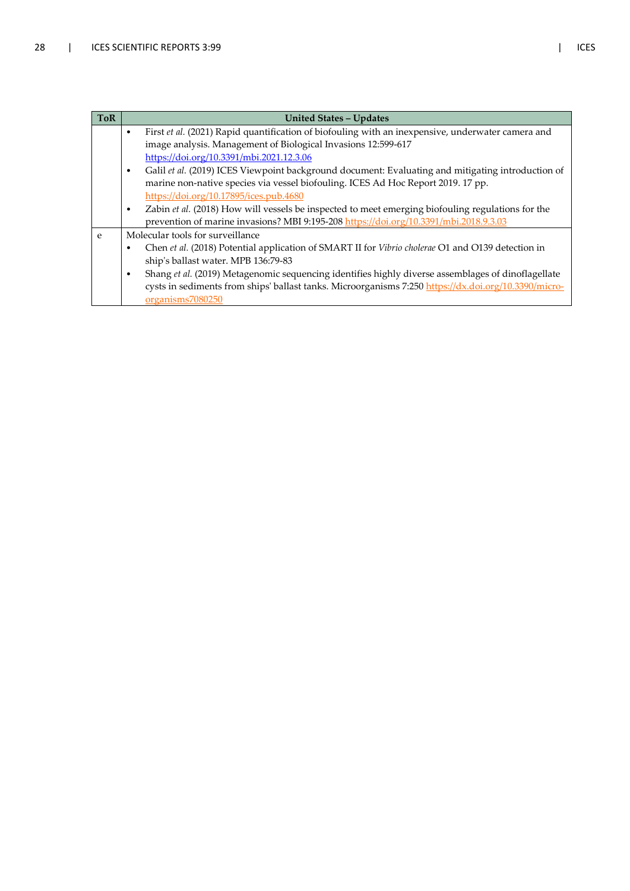| ToR | United States – Updates |
|---|---|
| | • First *et al.* (2021) Rapid quantification of biofouling with an inexpensive, underwater camera and image analysis. Management of Biological Invasions 12:599-617 https://doi.org/10.3391/mbi.2021.12.3.06<br>• Galil *et al.* (2019) ICES Viewpoint background document: Evaluating and mitigating introduction of marine non-native species via vessel biofouling. ICES Ad Hoc Report 2019. 17 pp. https://doi.org/10.17895/ices.pub.4680<br>• Zabin *et al.* (2018) How will vessels be inspected to meet emerging biofouling regulations for the prevention of marine invasions? MBI 9:195-208 https://doi.org/10.3391/mbi.2018.9.3.03 |
| e | Molecular tools for surveillance<br>• Chen *et al.* (2018) Potential application of SMART II for *Vibrio cholerae* O1 and O139 detection in ship's ballast water. MPB 136:79-83<br>• Shang *et al.* (2019) Metagenomic sequencing identifies highly diverse assemblages of dinoflagellate cysts in sediments from ships' ballast tanks. Microorganisms 7:250 https://dx.doi.org/10.3390/microorganisms7080250 |